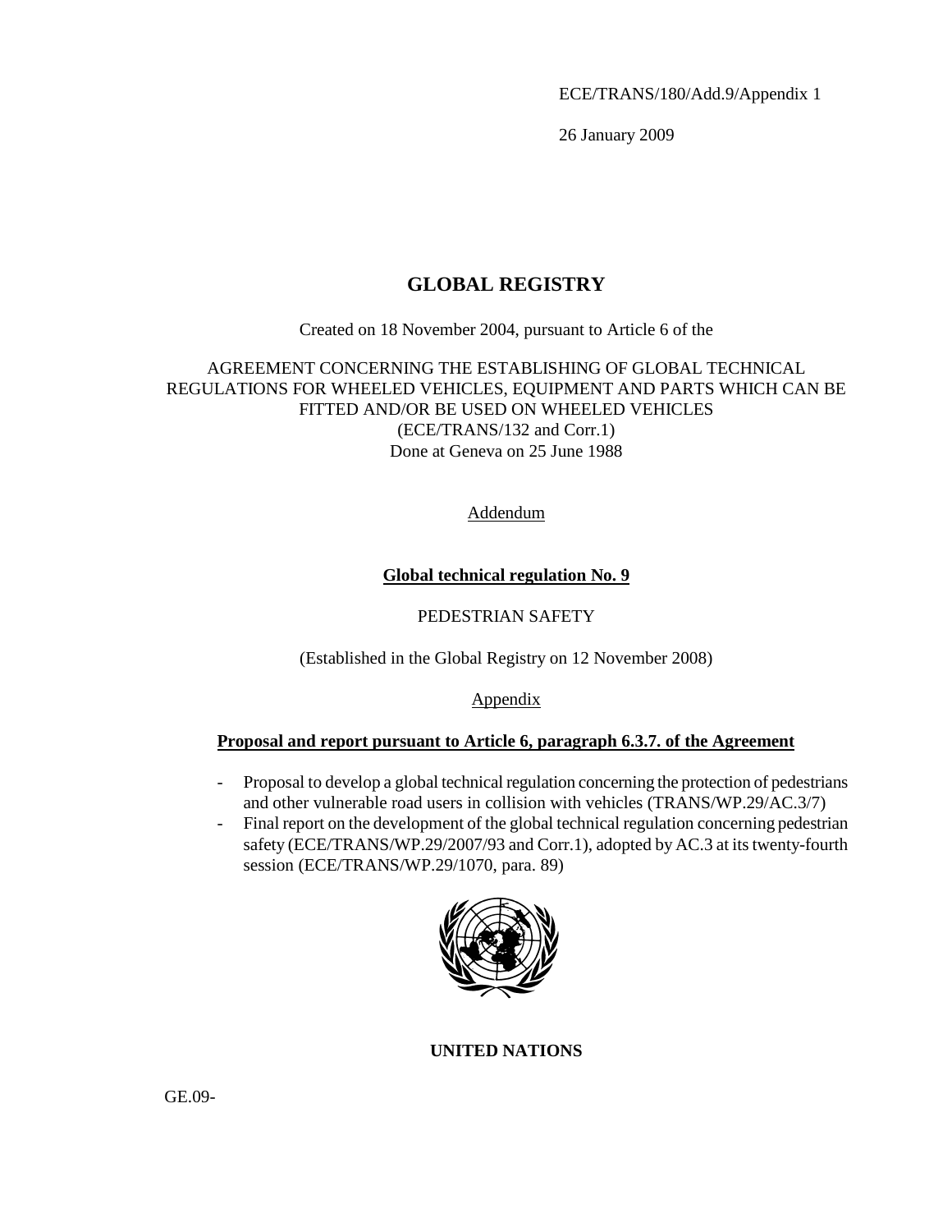ECE/TRANS/180/Add.9/Appendix 1

26 January 2009

# GLOBAL REGISTRY

Created on 18 November 2004, pursuant to Article 6 of the

AGREEMENT CONCERNING THE ESTABLISHING OF GLOBAL TECHNICAL REGULATIONS FOR WHEELED VEHICLES, EQUIPMENT AND PARTS WHICH CAN BE FITTED AND/OR BE USED ON WHEELED VEHICLES
(ECE/TRANS/132 and Corr.1)
Done at Geneva on 25 June 1988

Addendum

## Global technical regulation No. 9

PEDESTRIAN SAFETY

(Established in the Global Registry on 12 November 2008)

Appendix

**Proposal and report pursuant to Article 6, paragraph 6.3.7. of the Agreement**

- Proposal to develop a global technical regulation concerning the protection of pedestrians and other vulnerable road users in collision with vehicles (TRANS/WP.29/AC.3/7)
- Final report on the development of the global technical regulation concerning pedestrian safety (ECE/TRANS/WP.29/2007/93 and Corr.1), adopted by AC.3 at its twenty-fourth session (ECE/TRANS/WP.29/1070, para. 89)

**UNITED NATIONS**

GE.09-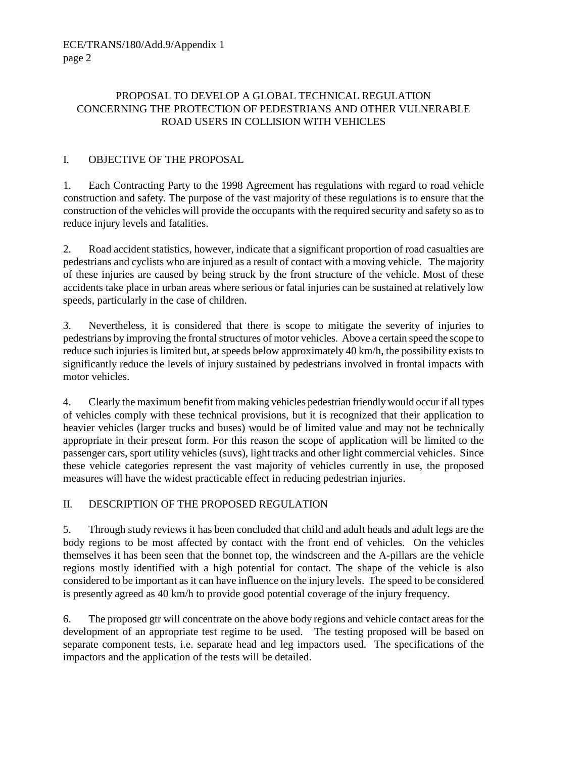# PROPOSAL TO DEVELOP A GLOBAL TECHNICAL REGULATION CONCERNING THE PROTECTION OF PEDESTRIANS AND OTHER VULNERABLE ROAD USERS IN COLLISION WITH VEHICLES

## I. OBJECTIVE OF THE PROPOSAL

1. Each Contracting Party to the 1998 Agreement has regulations with regard to road vehicle construction and safety. The purpose of the vast majority of these regulations is to ensure that the construction of the vehicles will provide the occupants with the required security and safety so as to reduce injury levels and fatalities.

2. Road accident statistics, however, indicate that a significant proportion of road casualties are pedestrians and cyclists who are injured as a result of contact with a moving vehicle. The majority of these injuries are caused by being struck by the front structure of the vehicle. Most of these accidents take place in urban areas where serious or fatal injuries can be sustained at relatively low speeds, particularly in the case of children.

3. Nevertheless, it is considered that there is scope to mitigate the severity of injuries to pedestrians by improving the frontal structures of motor vehicles. Above a certain speed the scope to reduce such injuries is limited but, at speeds below approximately 40 km/h, the possibility exists to significantly reduce the levels of injury sustained by pedestrians involved in frontal impacts with motor vehicles.

4. Clearly the maximum benefit from making vehicles pedestrian friendly would occur if all types of vehicles comply with these technical provisions, but it is recognized that their application to heavier vehicles (larger trucks and buses) would be of limited value and may not be technically appropriate in their present form. For this reason the scope of application will be limited to the passenger cars, sport utility vehicles (suvs), light tracks and other light commercial vehicles. Since these vehicle categories represent the vast majority of vehicles currently in use, the proposed measures will have the widest practicable effect in reducing pedestrian injuries.

## II. DESCRIPTION OF THE PROPOSED REGULATION

5. Through study reviews it has been concluded that child and adult heads and adult legs are the body regions to be most affected by contact with the front end of vehicles. On the vehicles themselves it has been seen that the bonnet top, the windscreen and the A-pillars are the vehicle regions mostly identified with a high potential for contact. The shape of the vehicle is also considered to be important as it can have influence on the injury levels. The speed to be considered is presently agreed as 40 km/h to provide good potential coverage of the injury frequency.

6. The proposed gtr will concentrate on the above body regions and vehicle contact areas for the development of an appropriate test regime to be used. The testing proposed will be based on separate component tests, i.e. separate head and leg impactors used. The specifications of the impactors and the application of the tests will be detailed.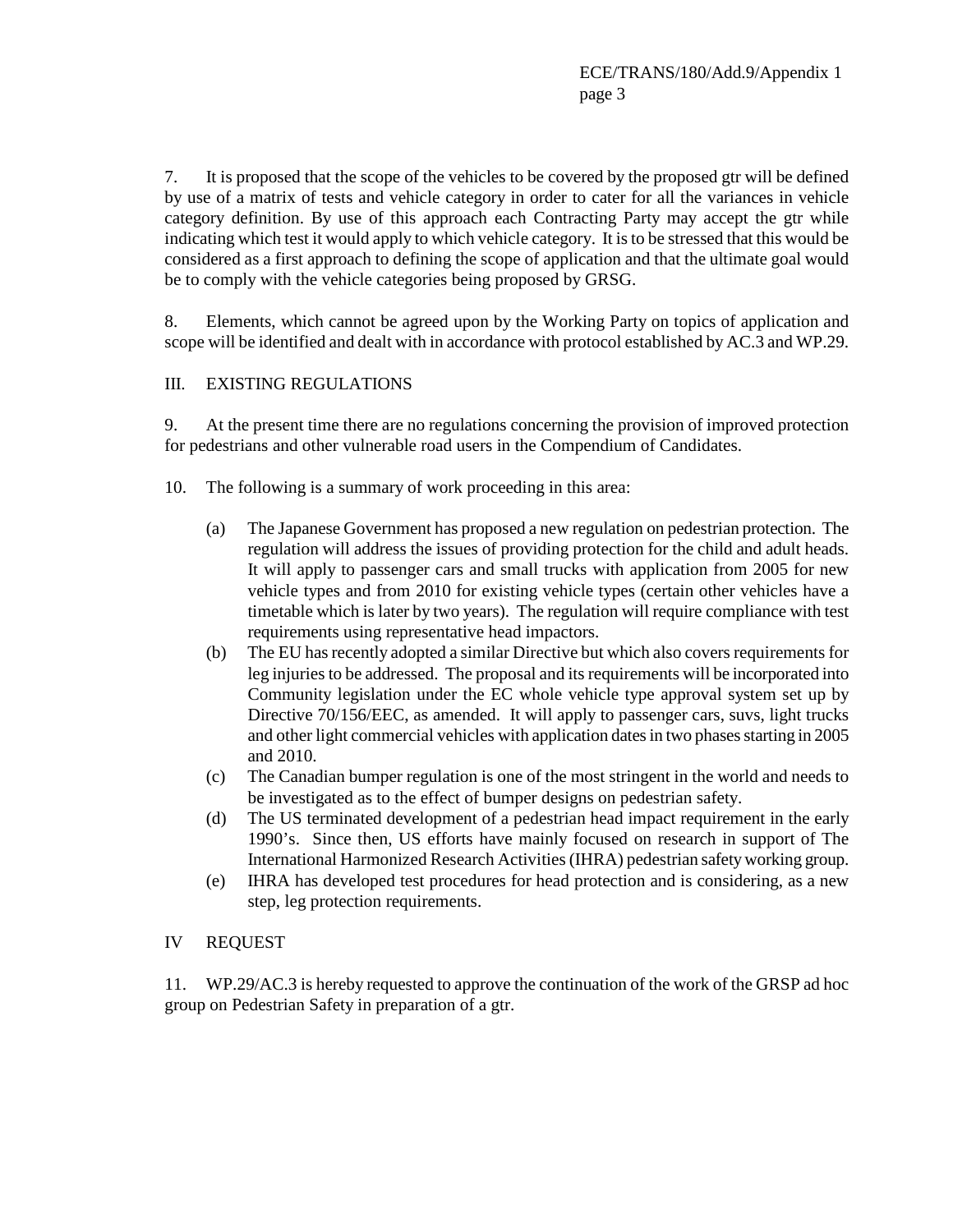7. It is proposed that the scope of the vehicles to be covered by the proposed gtr will be defined by use of a matrix of tests and vehicle category in order to cater for all the variances in vehicle category definition. By use of this approach each Contracting Party may accept the gtr while indicating which test it would apply to which vehicle category. It is to be stressed that this would be considered as a first approach to defining the scope of application and that the ultimate goal would be to comply with the vehicle categories being proposed by GRSG.

8. Elements, which cannot be agreed upon by the Working Party on topics of application and scope will be identified and dealt with in accordance with protocol established by AC.3 and WP.29.

## III. EXISTING REGULATIONS

9. At the present time there are no regulations concerning the provision of improved protection for pedestrians and other vulnerable road users in the Compendium of Candidates.

10. The following is a summary of work proceeding in this area:

(a) The Japanese Government has proposed a new regulation on pedestrian protection. The regulation will address the issues of providing protection for the child and adult heads. It will apply to passenger cars and small trucks with application from 2005 for new vehicle types and from 2010 for existing vehicle types (certain other vehicles have a timetable which is later by two years). The regulation will require compliance with test requirements using representative head impactors.

(b) The EU has recently adopted a similar Directive but which also covers requirements for leg injuries to be addressed. The proposal and its requirements will be incorporated into Community legislation under the EC whole vehicle type approval system set up by Directive 70/156/EEC, as amended. It will apply to passenger cars, suvs, light trucks and other light commercial vehicles with application dates in two phases starting in 2005 and 2010.

(c) The Canadian bumper regulation is one of the most stringent in the world and needs to be investigated as to the effect of bumper designs on pedestrian safety.

(d) The US terminated development of a pedestrian head impact requirement in the early 1990's. Since then, US efforts have mainly focused on research in support of The International Harmonized Research Activities (IHRA) pedestrian safety working group.

(e) IHRA has developed test procedures for head protection and is considering, as a new step, leg protection requirements.

## IV REQUEST

11. WP.29/AC.3 is hereby requested to approve the continuation of the work of the GRSP ad hoc group on Pedestrian Safety in preparation of a gtr.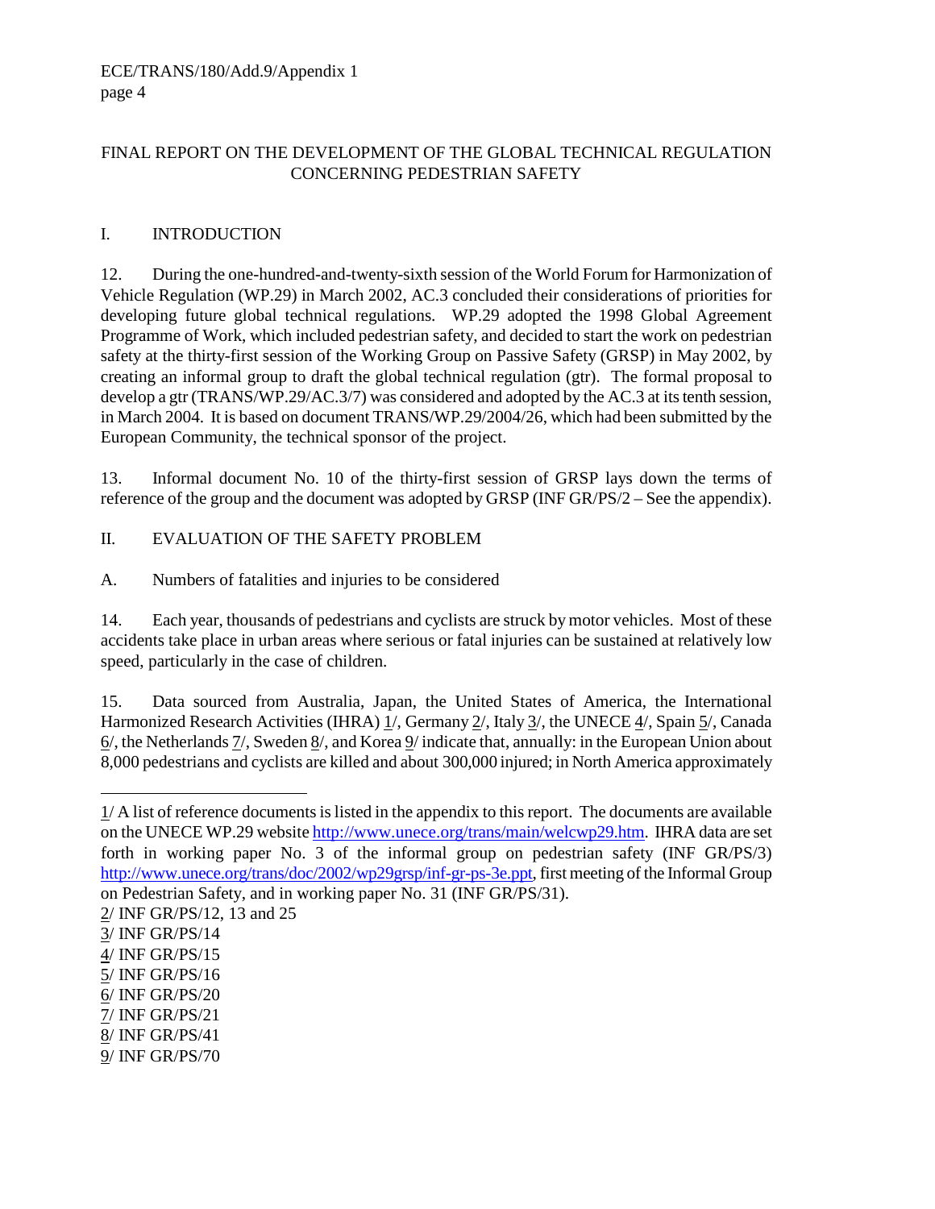FINAL REPORT ON THE DEVELOPMENT OF THE GLOBAL TECHNICAL REGULATION CONCERNING PEDESTRIAN SAFETY

## I. INTRODUCTION

12. During the one-hundred-and-twenty-sixth session of the World Forum for Harmonization of Vehicle Regulation (WP.29) in March 2002, AC.3 concluded their considerations of priorities for developing future global technical regulations. WP.29 adopted the 1998 Global Agreement Programme of Work, which included pedestrian safety, and decided to start the work on pedestrian safety at the thirty-first session of the Working Group on Passive Safety (GRSP) in May 2002, by creating an informal group to draft the global technical regulation (gtr). The formal proposal to develop a gtr (TRANS/WP.29/AC.3/7) was considered and adopted by the AC.3 at its tenth session, in March 2004. It is based on document TRANS/WP.29/2004/26, which had been submitted by the European Community, the technical sponsor of the project.

13. Informal document No. 10 of the thirty-first session of GRSP lays down the terms of reference of the group and the document was adopted by GRSP (INF GR/PS/2 – See the appendix).

## II. EVALUATION OF THE SAFETY PROBLEM

### A. Numbers of fatalities and injuries to be considered

14. Each year, thousands of pedestrians and cyclists are struck by motor vehicles. Most of these accidents take place in urban areas where serious or fatal injuries can be sustained at relatively low speed, particularly in the case of children.

15. Data sourced from Australia, Japan, the United States of America, the International Harmonized Research Activities (IHRA) 1/, Germany 2/, Italy 3/, the UNECE 4/, Spain 5/, Canada 6/, the Netherlands 7/, Sweden 8/, and Korea 9/ indicate that, annually: in the European Union about 8,000 pedestrians and cyclists are killed and about 300,000 injured; in North America approximately

---

1/ A list of reference documents is listed in the appendix to this report. The documents are available on the UNECE WP.29 website http://www.unece.org/trans/main/welcwp29.htm. IHRA data are set forth in working paper No. 3 of the informal group on pedestrian safety (INF GR/PS/3) http://www.unece.org/trans/doc/2002/wp29grsp/inf-gr-ps-3e.ppt, first meeting of the Informal Group on Pedestrian Safety, and in working paper No. 31 (INF GR/PS/31).

2/ INF GR/PS/12, 13 and 25

3/ INF GR/PS/14

4/ INF GR/PS/15

5/ INF GR/PS/16

6/ INF GR/PS/20

7/ INF GR/PS/21

8/ INF GR/PS/41

9/ INF GR/PS/70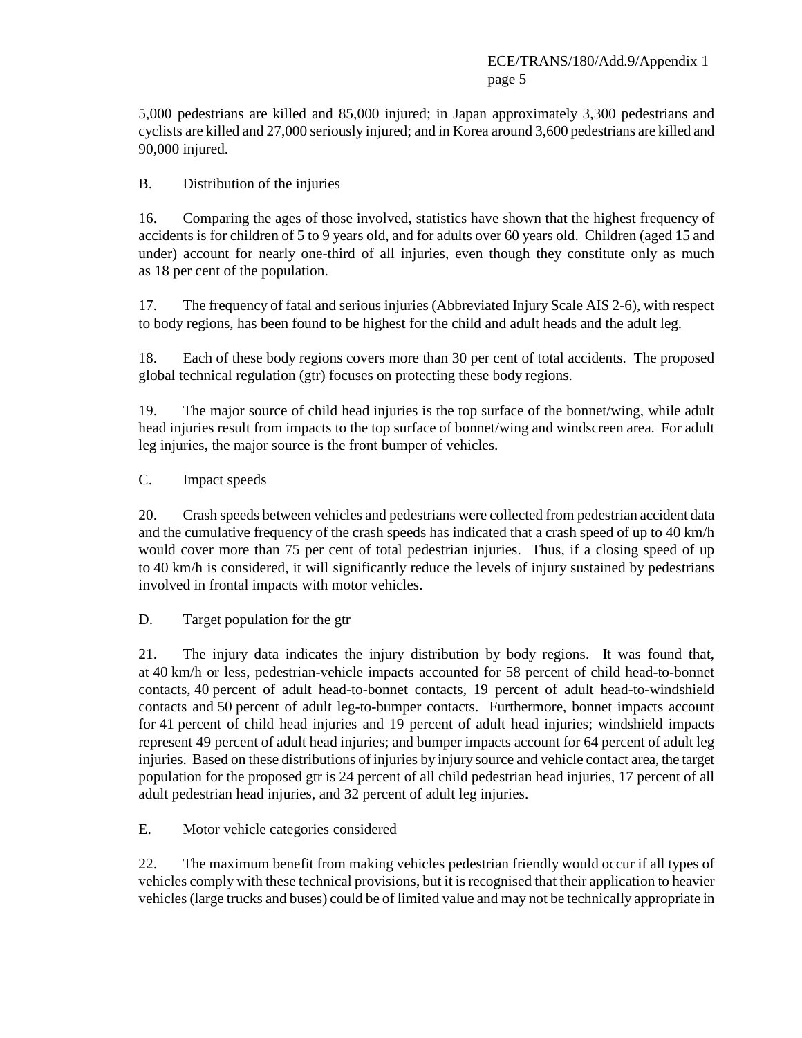5,000 pedestrians are killed and 85,000 injured; in Japan approximately 3,300 pedestrians and cyclists are killed and 27,000 seriously injured; and in Korea around 3,600 pedestrians are killed and 90,000 injured.

## B. Distribution of the injuries

16. Comparing the ages of those involved, statistics have shown that the highest frequency of accidents is for children of 5 to 9 years old, and for adults over 60 years old. Children (aged 15 and under) account for nearly one-third of all injuries, even though they constitute only as much as 18 per cent of the population.

17. The frequency of fatal and serious injuries (Abbreviated Injury Scale AIS 2-6), with respect to body regions, has been found to be highest for the child and adult heads and the adult leg.

18. Each of these body regions covers more than 30 per cent of total accidents. The proposed global technical regulation (gtr) focuses on protecting these body regions.

19. The major source of child head injuries is the top surface of the bonnet/wing, while adult head injuries result from impacts to the top surface of bonnet/wing and windscreen area. For adult leg injuries, the major source is the front bumper of vehicles.

## C. Impact speeds

20. Crash speeds between vehicles and pedestrians were collected from pedestrian accident data and the cumulative frequency of the crash speeds has indicated that a crash speed of up to 40 km/h would cover more than 75 per cent of total pedestrian injuries. Thus, if a closing speed of up to 40 km/h is considered, it will significantly reduce the levels of injury sustained by pedestrians involved in frontal impacts with motor vehicles.

## D. Target population for the gtr

21. The injury data indicates the injury distribution by body regions. It was found that, at 40 km/h or less, pedestrian-vehicle impacts accounted for 58 percent of child head-to-bonnet contacts, 40 percent of adult head-to-bonnet contacts, 19 percent of adult head-to-windshield contacts and 50 percent of adult leg-to-bumper contacts. Furthermore, bonnet impacts account for 41 percent of child head injuries and 19 percent of adult head injuries; windshield impacts represent 49 percent of adult head injuries; and bumper impacts account for 64 percent of adult leg injuries. Based on these distributions of injuries by injury source and vehicle contact area, the target population for the proposed gtr is 24 percent of all child pedestrian head injuries, 17 percent of all adult pedestrian head injuries, and 32 percent of adult leg injuries.

## E. Motor vehicle categories considered

22. The maximum benefit from making vehicles pedestrian friendly would occur if all types of vehicles comply with these technical provisions, but it is recognised that their application to heavier vehicles (large trucks and buses) could be of limited value and may not be technically appropriate in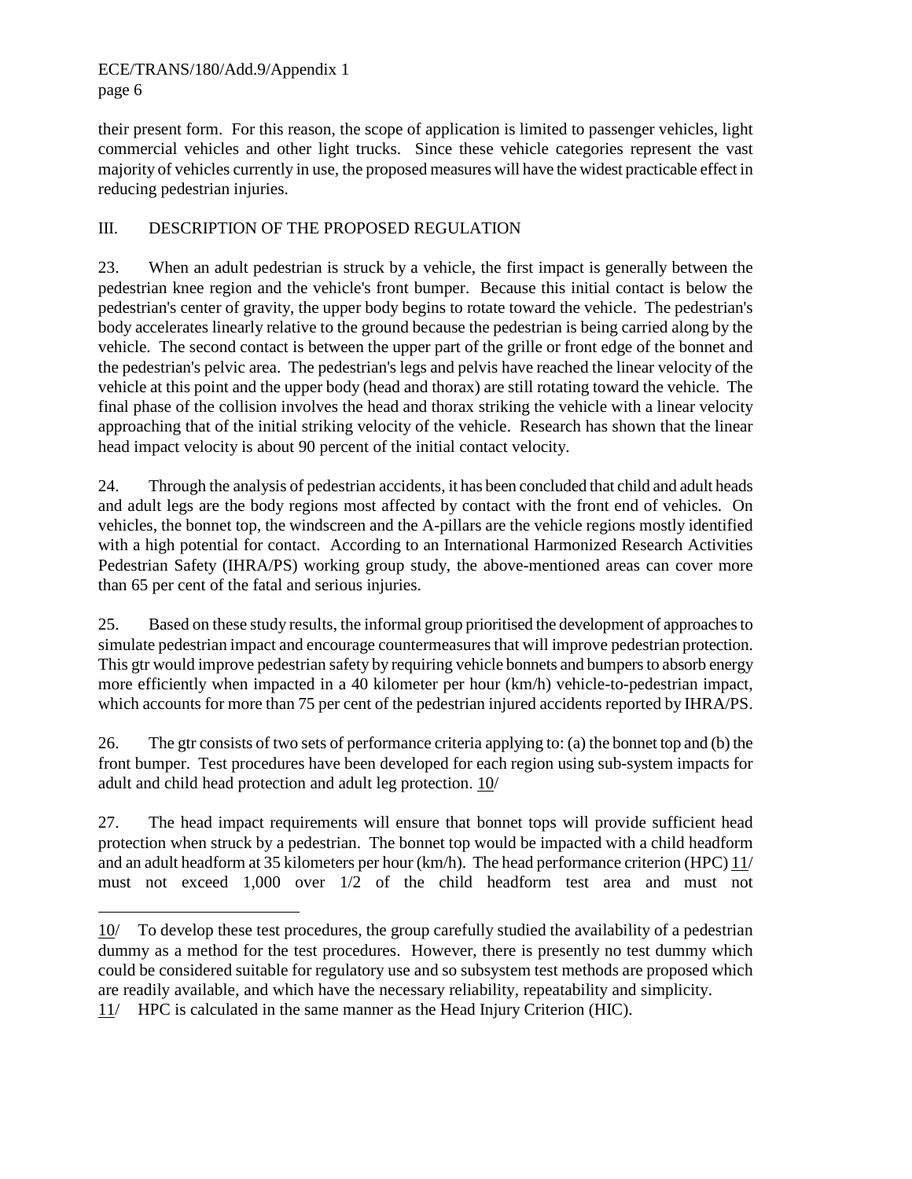their present form. For this reason, the scope of application is limited to passenger vehicles, light commercial vehicles and other light trucks. Since these vehicle categories represent the vast majority of vehicles currently in use, the proposed measures will have the widest practicable effect in reducing pedestrian injuries.

## III. DESCRIPTION OF THE PROPOSED REGULATION

23. When an adult pedestrian is struck by a vehicle, the first impact is generally between the pedestrian knee region and the vehicle's front bumper. Because this initial contact is below the pedestrian's center of gravity, the upper body begins to rotate toward the vehicle. The pedestrian's body accelerates linearly relative to the ground because the pedestrian is being carried along by the vehicle. The second contact is between the upper part of the grille or front edge of the bonnet and the pedestrian's pelvic area. The pedestrian's legs and pelvis have reached the linear velocity of the vehicle at this point and the upper body (head and thorax) are still rotating toward the vehicle. The final phase of the collision involves the head and thorax striking the vehicle with a linear velocity approaching that of the initial striking velocity of the vehicle. Research has shown that the linear head impact velocity is about 90 percent of the initial contact velocity.

24. Through the analysis of pedestrian accidents, it has been concluded that child and adult heads and adult legs are the body regions most affected by contact with the front end of vehicles. On vehicles, the bonnet top, the windscreen and the A-pillars are the vehicle regions mostly identified with a high potential for contact. According to an International Harmonized Research Activities Pedestrian Safety (IHRA/PS) working group study, the above-mentioned areas can cover more than 65 per cent of the fatal and serious injuries.

25. Based on these study results, the informal group prioritised the development of approaches to simulate pedestrian impact and encourage countermeasures that will improve pedestrian protection. This gtr would improve pedestrian safety by requiring vehicle bonnets and bumpers to absorb energy more efficiently when impacted in a 40 kilometer per hour (km/h) vehicle-to-pedestrian impact, which accounts for more than 75 per cent of the pedestrian injured accidents reported by IHRA/PS.

26. The gtr consists of two sets of performance criteria applying to: (a) the bonnet top and (b) the front bumper. Test procedures have been developed for each region using sub-system impacts for adult and child head protection and adult leg protection. 10/

27. The head impact requirements will ensure that bonnet tops will provide sufficient head protection when struck by a pedestrian. The bonnet top would be impacted with a child headform and an adult headform at 35 kilometers per hour (km/h). The head performance criterion (HPC) 11/ must not exceed 1,000 over 1/2 of the child headform test area and must not

---

10/ To develop these test procedures, the group carefully studied the availability of a pedestrian dummy as a method for the test procedures. However, there is presently no test dummy which could be considered suitable for regulatory use and so subsystem test methods are proposed which are readily available, and which have the necessary reliability, repeatability and simplicity.

11/ HPC is calculated in the same manner as the Head Injury Criterion (HIC).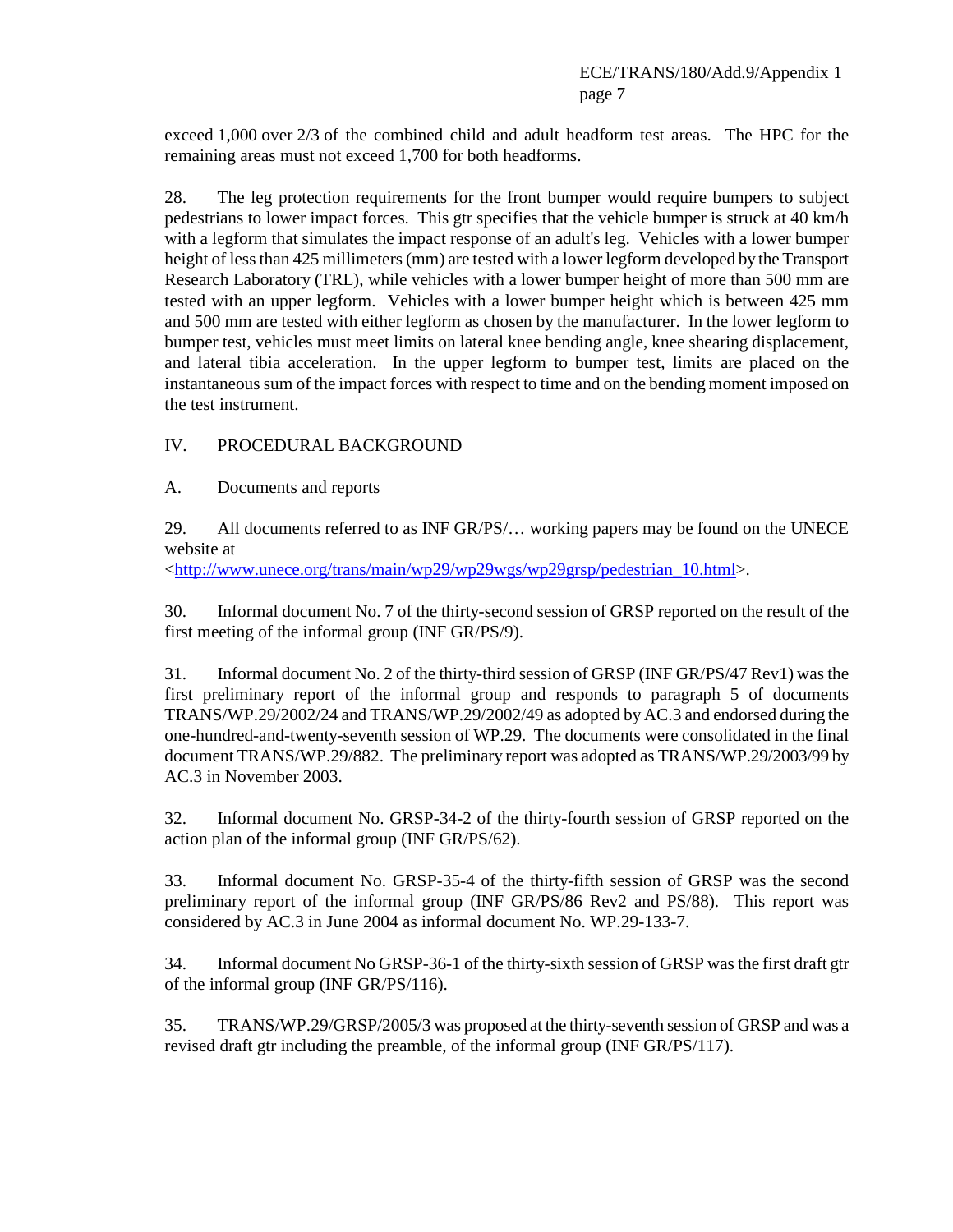exceed 1,000 over 2/3 of the combined child and adult headform test areas. The HPC for the remaining areas must not exceed 1,700 for both headforms.

28. The leg protection requirements for the front bumper would require bumpers to subject pedestrians to lower impact forces. This gtr specifies that the vehicle bumper is struck at 40 km/h with a legform that simulates the impact response of an adult's leg. Vehicles with a lower bumper height of less than 425 millimeters (mm) are tested with a lower legform developed by the Transport Research Laboratory (TRL), while vehicles with a lower bumper height of more than 500 mm are tested with an upper legform. Vehicles with a lower bumper height which is between 425 mm and 500 mm are tested with either legform as chosen by the manufacturer. In the lower legform to bumper test, vehicles must meet limits on lateral knee bending angle, knee shearing displacement, and lateral tibia acceleration. In the upper legform to bumper test, limits are placed on the instantaneous sum of the impact forces with respect to time and on the bending moment imposed on the test instrument.

## IV. PROCEDURAL BACKGROUND

### A. Documents and reports

29. All documents referred to as INF GR/PS/… working papers may be found on the UNECE website at <http://www.unece.org/trans/main/wp29/wp29wgs/wp29grsp/pedestrian_10.html>.

30. Informal document No. 7 of the thirty-second session of GRSP reported on the result of the first meeting of the informal group (INF GR/PS/9).

31. Informal document No. 2 of the thirty-third session of GRSP (INF GR/PS/47 Rev1) was the first preliminary report of the informal group and responds to paragraph 5 of documents TRANS/WP.29/2002/24 and TRANS/WP.29/2002/49 as adopted by AC.3 and endorsed during the one-hundred-and-twenty-seventh session of WP.29. The documents were consolidated in the final document TRANS/WP.29/882. The preliminary report was adopted as TRANS/WP.29/2003/99 by AC.3 in November 2003.

32. Informal document No. GRSP-34-2 of the thirty-fourth session of GRSP reported on the action plan of the informal group (INF GR/PS/62).

33. Informal document No. GRSP-35-4 of the thirty-fifth session of GRSP was the second preliminary report of the informal group (INF GR/PS/86 Rev2 and PS/88). This report was considered by AC.3 in June 2004 as informal document No. WP.29-133-7.

34. Informal document No GRSP-36-1 of the thirty-sixth session of GRSP was the first draft gtr of the informal group (INF GR/PS/116).

35. TRANS/WP.29/GRSP/2005/3 was proposed at the thirty-seventh session of GRSP and was a revised draft gtr including the preamble, of the informal group (INF GR/PS/117).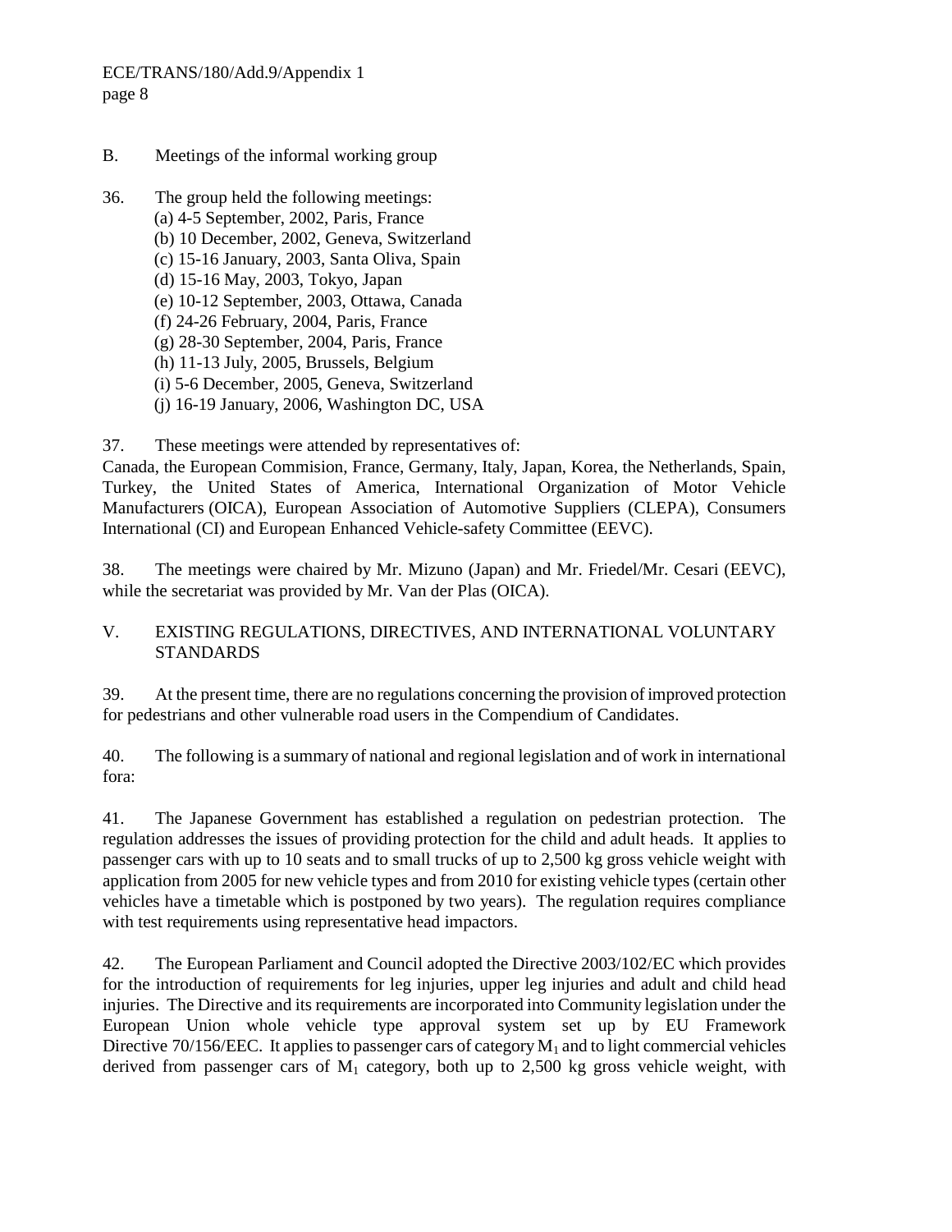B. Meetings of the informal working group

36. The group held the following meetings:

(a) 4-5 September, 2002, Paris, France
(b) 10 December, 2002, Geneva, Switzerland
(c) 15-16 January, 2003, Santa Oliva, Spain
(d) 15-16 May, 2003, Tokyo, Japan
(e) 10-12 September, 2003, Ottawa, Canada
(f) 24-26 February, 2004, Paris, France
(g) 28-30 September, 2004, Paris, France
(h) 11-13 July, 2005, Brussels, Belgium
(i) 5-6 December, 2005, Geneva, Switzerland
(j) 16-19 January, 2006, Washington DC, USA

37. These meetings were attended by representatives of:
Canada, the European Commision, France, Germany, Italy, Japan, Korea, the Netherlands, Spain, Turkey, the United States of America, International Organization of Motor Vehicle Manufacturers (OICA), European Association of Automotive Suppliers (CLEPA), Consumers International (CI) and European Enhanced Vehicle-safety Committee (EEVC).

38. The meetings were chaired by Mr. Mizuno (Japan) and Mr. Friedel/Mr. Cesari (EEVC), while the secretariat was provided by Mr. Van der Plas (OICA).

## V. EXISTING REGULATIONS, DIRECTIVES, AND INTERNATIONAL VOLUNTARY STANDARDS

39. At the present time, there are no regulations concerning the provision of improved protection for pedestrians and other vulnerable road users in the Compendium of Candidates.

40. The following is a summary of national and regional legislation and of work in international fora:

41. The Japanese Government has established a regulation on pedestrian protection. The regulation addresses the issues of providing protection for the child and adult heads. It applies to passenger cars with up to 10 seats and to small trucks of up to 2,500 kg gross vehicle weight with application from 2005 for new vehicle types and from 2010 for existing vehicle types (certain other vehicles have a timetable which is postponed by two years). The regulation requires compliance with test requirements using representative head impactors.

42. The European Parliament and Council adopted the Directive 2003/102/EC which provides for the introduction of requirements for leg injuries, upper leg injuries and adult and child head injuries. The Directive and its requirements are incorporated into Community legislation under the European Union whole vehicle type approval system set up by EU Framework Directive 70/156/EEC. It applies to passenger cars of category $M_1$ and to light commercial vehicles derived from passenger cars of $M_1$ category, both up to 2,500 kg gross vehicle weight, with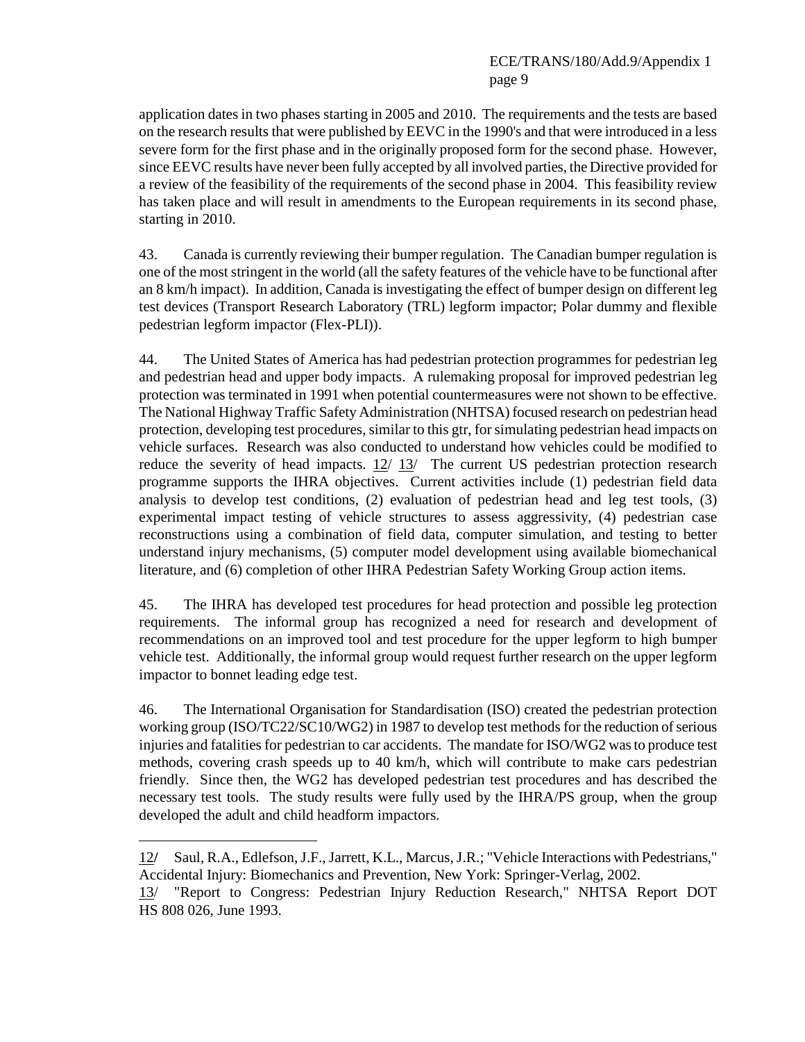application dates in two phases starting in 2005 and 2010. The requirements and the tests are based on the research results that were published by EEVC in the 1990's and that were introduced in a less severe form for the first phase and in the originally proposed form for the second phase. However, since EEVC results have never been fully accepted by all involved parties, the Directive provided for a review of the feasibility of the requirements of the second phase in 2004. This feasibility review has taken place and will result in amendments to the European requirements in its second phase, starting in 2010.

43. Canada is currently reviewing their bumper regulation. The Canadian bumper regulation is one of the most stringent in the world (all the safety features of the vehicle have to be functional after an 8 km/h impact). In addition, Canada is investigating the effect of bumper design on different leg test devices (Transport Research Laboratory (TRL) legform impactor; Polar dummy and flexible pedestrian legform impactor (Flex-PLI)).

44. The United States of America has had pedestrian protection programmes for pedestrian leg and pedestrian head and upper body impacts. A rulemaking proposal for improved pedestrian leg protection was terminated in 1991 when potential countermeasures were not shown to be effective. The National Highway Traffic Safety Administration (NHTSA) focused research on pedestrian head protection, developing test procedures, similar to this gtr, for simulating pedestrian head impacts on vehicle surfaces. Research was also conducted to understand how vehicles could be modified to reduce the severity of head impacts. 12/ 13/ The current US pedestrian protection research programme supports the IHRA objectives. Current activities include (1) pedestrian field data analysis to develop test conditions, (2) evaluation of pedestrian head and leg test tools, (3) experimental impact testing of vehicle structures to assess aggressivity, (4) pedestrian case reconstructions using a combination of field data, computer simulation, and testing to better understand injury mechanisms, (5) computer model development using available biomechanical literature, and (6) completion of other IHRA Pedestrian Safety Working Group action items.

45. The IHRA has developed test procedures for head protection and possible leg protection requirements. The informal group has recognized a need for research and development of recommendations on an improved tool and test procedure for the upper legform to high bumper vehicle test. Additionally, the informal group would request further research on the upper legform impactor to bonnet leading edge test.

46. The International Organisation for Standardisation (ISO) created the pedestrian protection working group (ISO/TC22/SC10/WG2) in 1987 to develop test methods for the reduction of serious injuries and fatalities for pedestrian to car accidents. The mandate for ISO/WG2 was to produce test methods, covering crash speeds up to 40 km/h, which will contribute to make cars pedestrian friendly. Since then, the WG2 has developed pedestrian test procedures and has described the necessary test tools. The study results were fully used by the IHRA/PS group, when the group developed the adult and child headform impactors.

---

12/ Saul, R.A., Edlefson, J.F., Jarrett, K.L., Marcus, J.R.; "Vehicle Interactions with Pedestrians," Accidental Injury: Biomechanics and Prevention, New York: Springer-Verlag, 2002.

13/ "Report to Congress: Pedestrian Injury Reduction Research," NHTSA Report DOT HS 808 026, June 1993.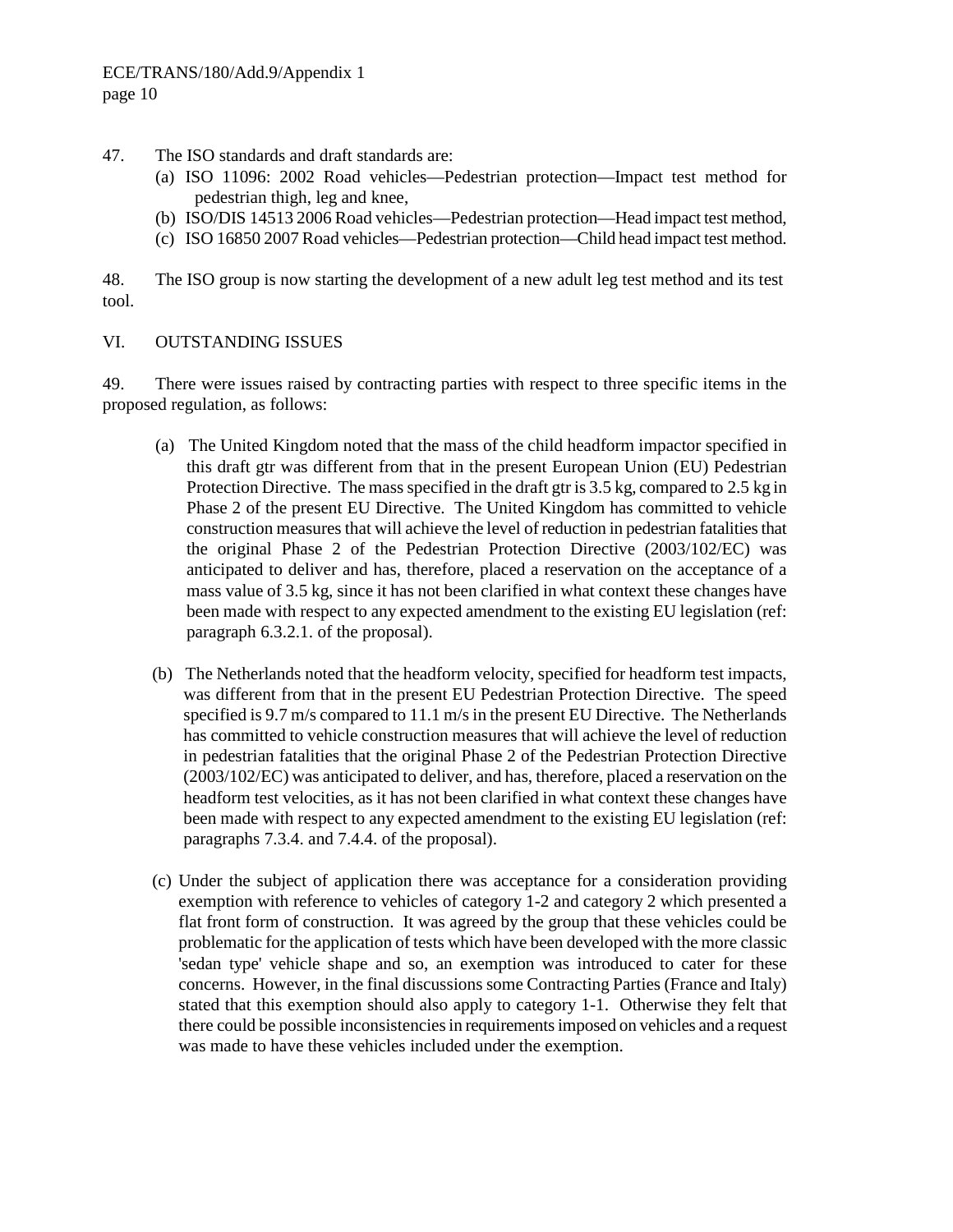47. The ISO standards and draft standards are:

(a) ISO 11096: 2002 Road vehicles—Pedestrian protection—Impact test method for pedestrian thigh, leg and knee,

(b) ISO/DIS 14513 2006 Road vehicles—Pedestrian protection—Head impact test method,

(c) ISO 16850 2007 Road vehicles—Pedestrian protection—Child head impact test method.

48. The ISO group is now starting the development of a new adult leg test method and its test tool.

## VI. OUTSTANDING ISSUES

49. There were issues raised by contracting parties with respect to three specific items in the proposed regulation, as follows:

(a) The United Kingdom noted that the mass of the child headform impactor specified in this draft gtr was different from that in the present European Union (EU) Pedestrian Protection Directive. The mass specified in the draft gtr is 3.5 kg, compared to 2.5 kg in Phase 2 of the present EU Directive. The United Kingdom has committed to vehicle construction measures that will achieve the level of reduction in pedestrian fatalities that the original Phase 2 of the Pedestrian Protection Directive (2003/102/EC) was anticipated to deliver and has, therefore, placed a reservation on the acceptance of a mass value of 3.5 kg, since it has not been clarified in what context these changes have been made with respect to any expected amendment to the existing EU legislation (ref: paragraph 6.3.2.1. of the proposal).

(b) The Netherlands noted that the headform velocity, specified for headform test impacts, was different from that in the present EU Pedestrian Protection Directive. The speed specified is 9.7 m/s compared to 11.1 m/s in the present EU Directive. The Netherlands has committed to vehicle construction measures that will achieve the level of reduction in pedestrian fatalities that the original Phase 2 of the Pedestrian Protection Directive (2003/102/EC) was anticipated to deliver, and has, therefore, placed a reservation on the headform test velocities, as it has not been clarified in what context these changes have been made with respect to any expected amendment to the existing EU legislation (ref: paragraphs 7.3.4. and 7.4.4. of the proposal).

(c) Under the subject of application there was acceptance for a consideration providing exemption with reference to vehicles of category 1-2 and category 2 which presented a flat front form of construction. It was agreed by the group that these vehicles could be problematic for the application of tests which have been developed with the more classic 'sedan type' vehicle shape and so, an exemption was introduced to cater for these concerns. However, in the final discussions some Contracting Parties (France and Italy) stated that this exemption should also apply to category 1-1. Otherwise they felt that there could be possible inconsistencies in requirements imposed on vehicles and a request was made to have these vehicles included under the exemption.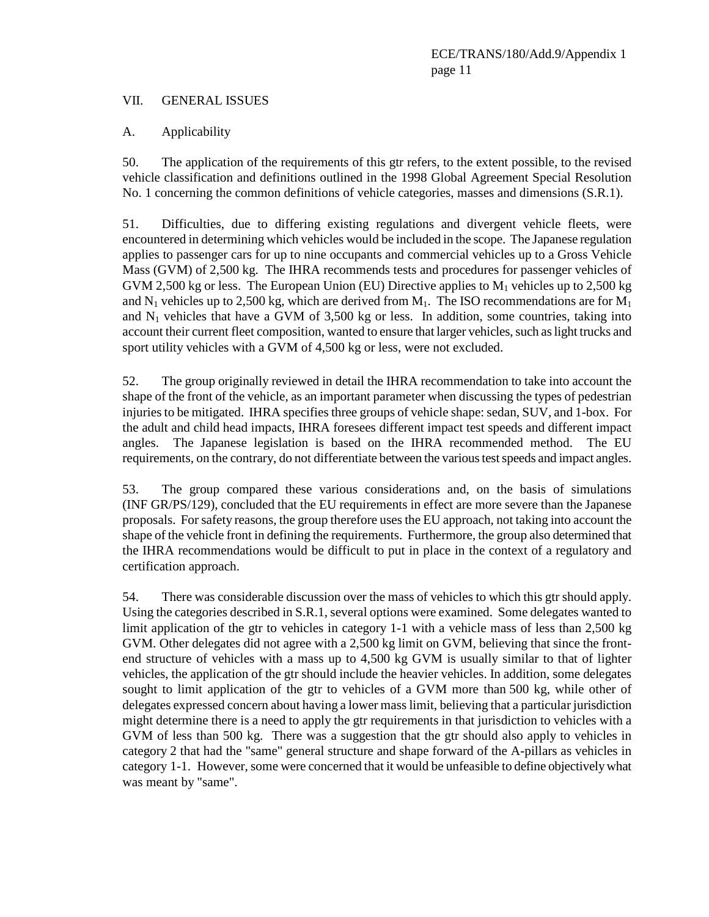## VII. GENERAL ISSUES

### A. Applicability

50. The application of the requirements of this gtr refers, to the extent possible, to the revised vehicle classification and definitions outlined in the 1998 Global Agreement Special Resolution No. 1 concerning the common definitions of vehicle categories, masses and dimensions (S.R.1).

51. Difficulties, due to differing existing regulations and divergent vehicle fleets, were encountered in determining which vehicles would be included in the scope. The Japanese regulation applies to passenger cars for up to nine occupants and commercial vehicles up to a Gross Vehicle Mass (GVM) of 2,500 kg. The IHRA recommends tests and procedures for passenger vehicles of GVM 2,500 kg or less. The European Union (EU) Directive applies to $M_1$ vehicles up to 2,500 kg and $N_1$ vehicles up to 2,500 kg, which are derived from $M_1$. The ISO recommendations are for $M_1$ and $N_1$ vehicles that have a GVM of 3,500 kg or less. In addition, some countries, taking into account their current fleet composition, wanted to ensure that larger vehicles, such as light trucks and sport utility vehicles with a GVM of 4,500 kg or less, were not excluded.

52. The group originally reviewed in detail the IHRA recommendation to take into account the shape of the front of the vehicle, as an important parameter when discussing the types of pedestrian injuries to be mitigated. IHRA specifies three groups of vehicle shape: sedan, SUV, and 1-box. For the adult and child head impacts, IHRA foresees different impact test speeds and different impact angles. The Japanese legislation is based on the IHRA recommended method. The EU requirements, on the contrary, do not differentiate between the various test speeds and impact angles.

53. The group compared these various considerations and, on the basis of simulations (INF GR/PS/129), concluded that the EU requirements in effect are more severe than the Japanese proposals. For safety reasons, the group therefore uses the EU approach, not taking into account the shape of the vehicle front in defining the requirements. Furthermore, the group also determined that the IHRA recommendations would be difficult to put in place in the context of a regulatory and certification approach.

54. There was considerable discussion over the mass of vehicles to which this gtr should apply. Using the categories described in S.R.1, several options were examined. Some delegates wanted to limit application of the gtr to vehicles in category 1-1 with a vehicle mass of less than 2,500 kg GVM. Other delegates did not agree with a 2,500 kg limit on GVM, believing that since the front-end structure of vehicles with a mass up to 4,500 kg GVM is usually similar to that of lighter vehicles, the application of the gtr should include the heavier vehicles. In addition, some delegates sought to limit application of the gtr to vehicles of a GVM more than 500 kg, while other of delegates expressed concern about having a lower mass limit, believing that a particular jurisdiction might determine there is a need to apply the gtr requirements in that jurisdiction to vehicles with a GVM of less than 500 kg. There was a suggestion that the gtr should also apply to vehicles in category 2 that had the "same" general structure and shape forward of the A-pillars as vehicles in category 1-1. However, some were concerned that it would be unfeasible to define objectively what was meant by "same".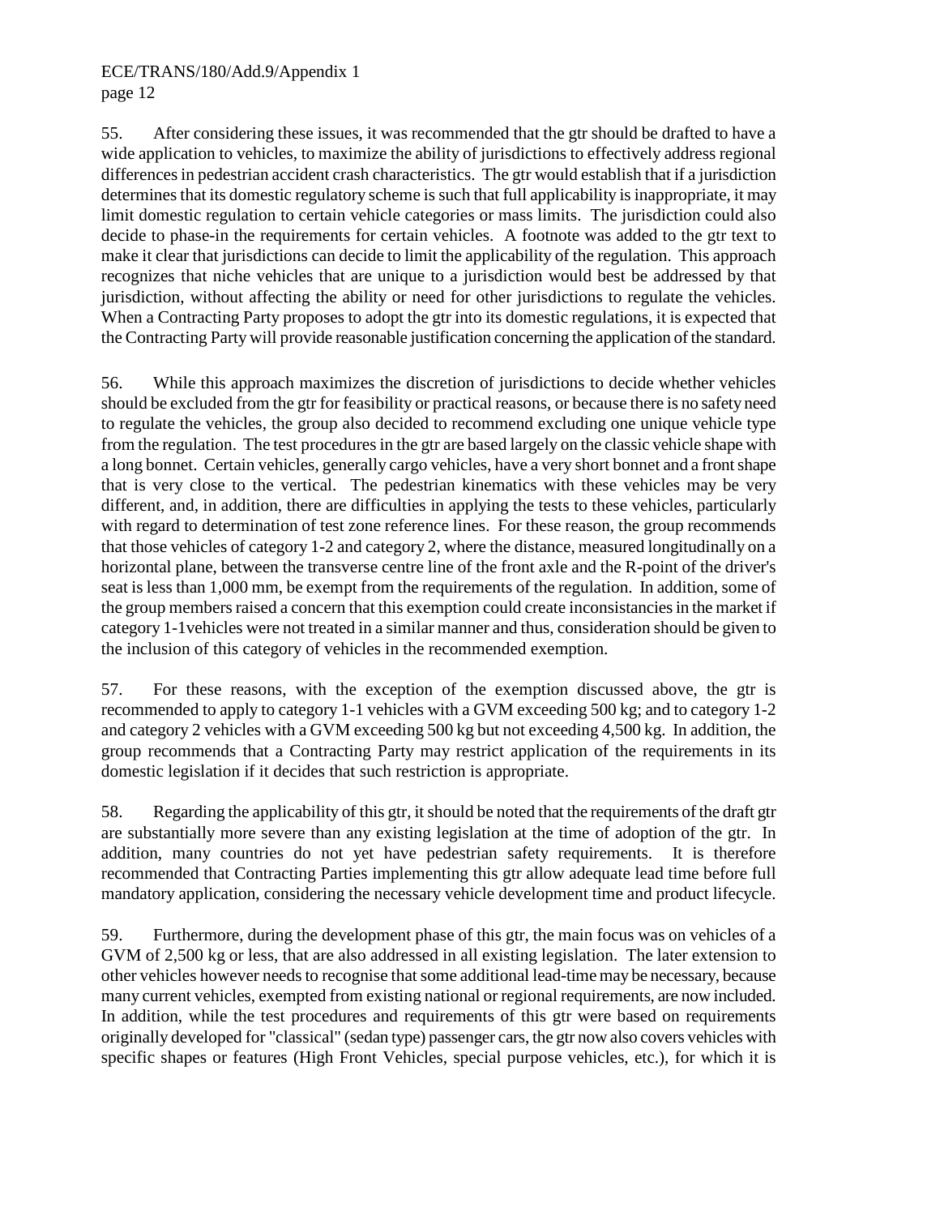55. After considering these issues, it was recommended that the gtr should be drafted to have a wide application to vehicles, to maximize the ability of jurisdictions to effectively address regional differences in pedestrian accident crash characteristics. The gtr would establish that if a jurisdiction determines that its domestic regulatory scheme is such that full applicability is inappropriate, it may limit domestic regulation to certain vehicle categories or mass limits. The jurisdiction could also decide to phase-in the requirements for certain vehicles. A footnote was added to the gtr text to make it clear that jurisdictions can decide to limit the applicability of the regulation. This approach recognizes that niche vehicles that are unique to a jurisdiction would best be addressed by that jurisdiction, without affecting the ability or need for other jurisdictions to regulate the vehicles. When a Contracting Party proposes to adopt the gtr into its domestic regulations, it is expected that the Contracting Party will provide reasonable justification concerning the application of the standard.

56. While this approach maximizes the discretion of jurisdictions to decide whether vehicles should be excluded from the gtr for feasibility or practical reasons, or because there is no safety need to regulate the vehicles, the group also decided to recommend excluding one unique vehicle type from the regulation. The test procedures in the gtr are based largely on the classic vehicle shape with a long bonnet. Certain vehicles, generally cargo vehicles, have a very short bonnet and a front shape that is very close to the vertical. The pedestrian kinematics with these vehicles may be very different, and, in addition, there are difficulties in applying the tests to these vehicles, particularly with regard to determination of test zone reference lines. For these reason, the group recommends that those vehicles of category 1-2 and category 2, where the distance, measured longitudinally on a horizontal plane, between the transverse centre line of the front axle and the R-point of the driver's seat is less than 1,000 mm, be exempt from the requirements of the regulation. In addition, some of the group members raised a concern that this exemption could create inconsistancies in the market if category 1-1vehicles were not treated in a similar manner and thus, consideration should be given to the inclusion of this category of vehicles in the recommended exemption.

57. For these reasons, with the exception of the exemption discussed above, the gtr is recommended to apply to category 1-1 vehicles with a GVM exceeding 500 kg; and to category 1-2 and category 2 vehicles with a GVM exceeding 500 kg but not exceeding 4,500 kg. In addition, the group recommends that a Contracting Party may restrict application of the requirements in its domestic legislation if it decides that such restriction is appropriate.

58. Regarding the applicability of this gtr, it should be noted that the requirements of the draft gtr are substantially more severe than any existing legislation at the time of adoption of the gtr. In addition, many countries do not yet have pedestrian safety requirements. It is therefore recommended that Contracting Parties implementing this gtr allow adequate lead time before full mandatory application, considering the necessary vehicle development time and product lifecycle.

59. Furthermore, during the development phase of this gtr, the main focus was on vehicles of a GVM of 2,500 kg or less, that are also addressed in all existing legislation. The later extension to other vehicles however needs to recognise that some additional lead-time may be necessary, because many current vehicles, exempted from existing national or regional requirements, are now included. In addition, while the test procedures and requirements of this gtr were based on requirements originally developed for "classical" (sedan type) passenger cars, the gtr now also covers vehicles with specific shapes or features (High Front Vehicles, special purpose vehicles, etc.), for which it is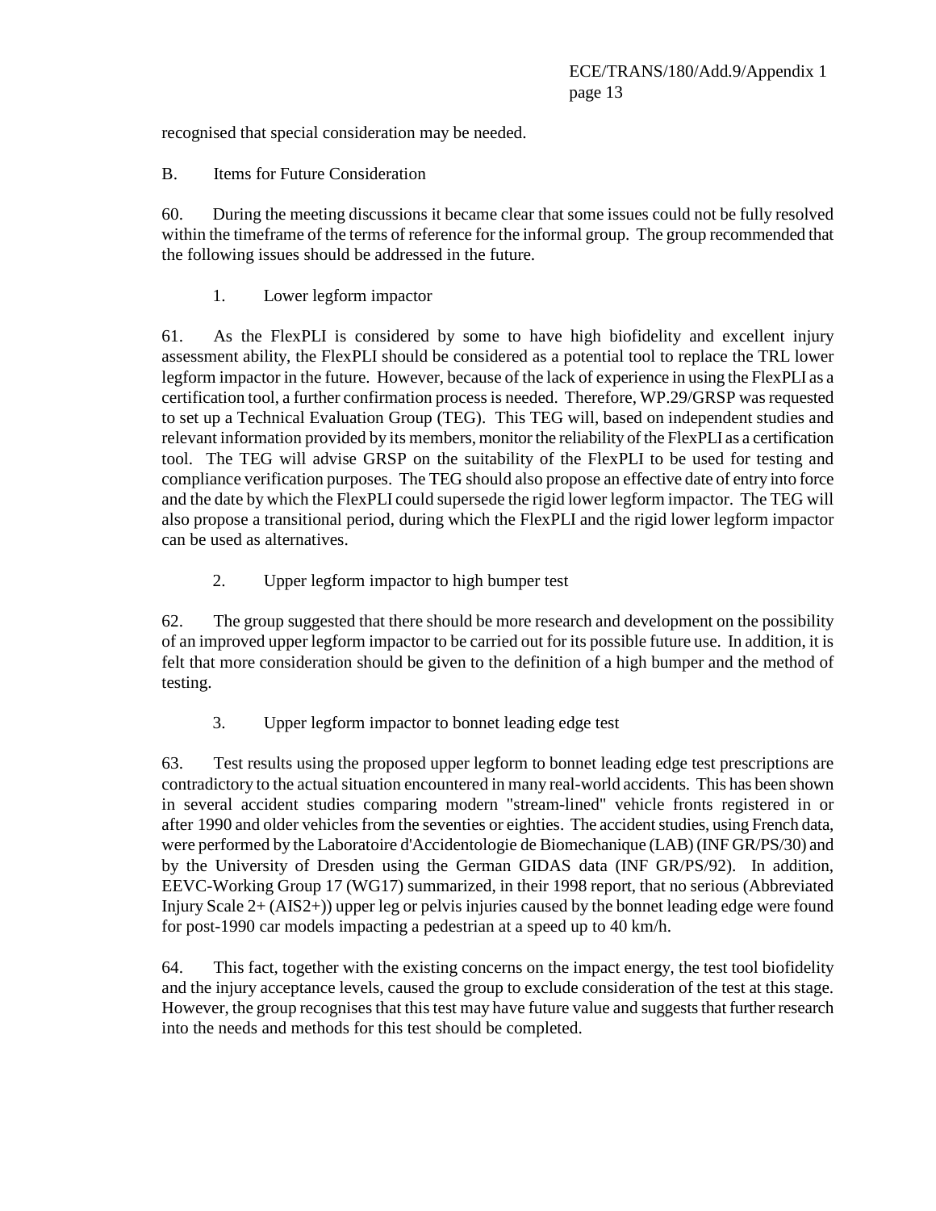recognised that special consideration may be needed.

## B. Items for Future Consideration

60. During the meeting discussions it became clear that some issues could not be fully resolved within the timeframe of the terms of reference for the informal group. The group recommended that the following issues should be addressed in the future.

### 1. Lower legform impactor

61. As the FlexPLI is considered by some to have high biofidelity and excellent injury assessment ability, the FlexPLI should be considered as a potential tool to replace the TRL lower legform impactor in the future. However, because of the lack of experience in using the FlexPLI as a certification tool, a further confirmation process is needed. Therefore, WP.29/GRSP was requested to set up a Technical Evaluation Group (TEG). This TEG will, based on independent studies and relevant information provided by its members, monitor the reliability of the FlexPLI as a certification tool. The TEG will advise GRSP on the suitability of the FlexPLI to be used for testing and compliance verification purposes. The TEG should also propose an effective date of entry into force and the date by which the FlexPLI could supersede the rigid lower legform impactor. The TEG will also propose a transitional period, during which the FlexPLI and the rigid lower legform impactor can be used as alternatives.

### 2. Upper legform impactor to high bumper test

62. The group suggested that there should be more research and development on the possibility of an improved upper legform impactor to be carried out for its possible future use. In addition, it is felt that more consideration should be given to the definition of a high bumper and the method of testing.

### 3. Upper legform impactor to bonnet leading edge test

63. Test results using the proposed upper legform to bonnet leading edge test prescriptions are contradictory to the actual situation encountered in many real-world accidents. This has been shown in several accident studies comparing modern "stream-lined" vehicle fronts registered in or after 1990 and older vehicles from the seventies or eighties. The accident studies, using French data, were performed by the Laboratoire d'Accidentologie de Biomechanique (LAB) (INF GR/PS/30) and by the University of Dresden using the German GIDAS data (INF GR/PS/92). In addition, EEVC-Working Group 17 (WG17) summarized, in their 1998 report, that no serious (Abbreviated Injury Scale 2+ (AIS2+)) upper leg or pelvis injuries caused by the bonnet leading edge were found for post-1990 car models impacting a pedestrian at a speed up to 40 km/h.

64. This fact, together with the existing concerns on the impact energy, the test tool biofidelity and the injury acceptance levels, caused the group to exclude consideration of the test at this stage. However, the group recognises that this test may have future value and suggests that further research into the needs and methods for this test should be completed.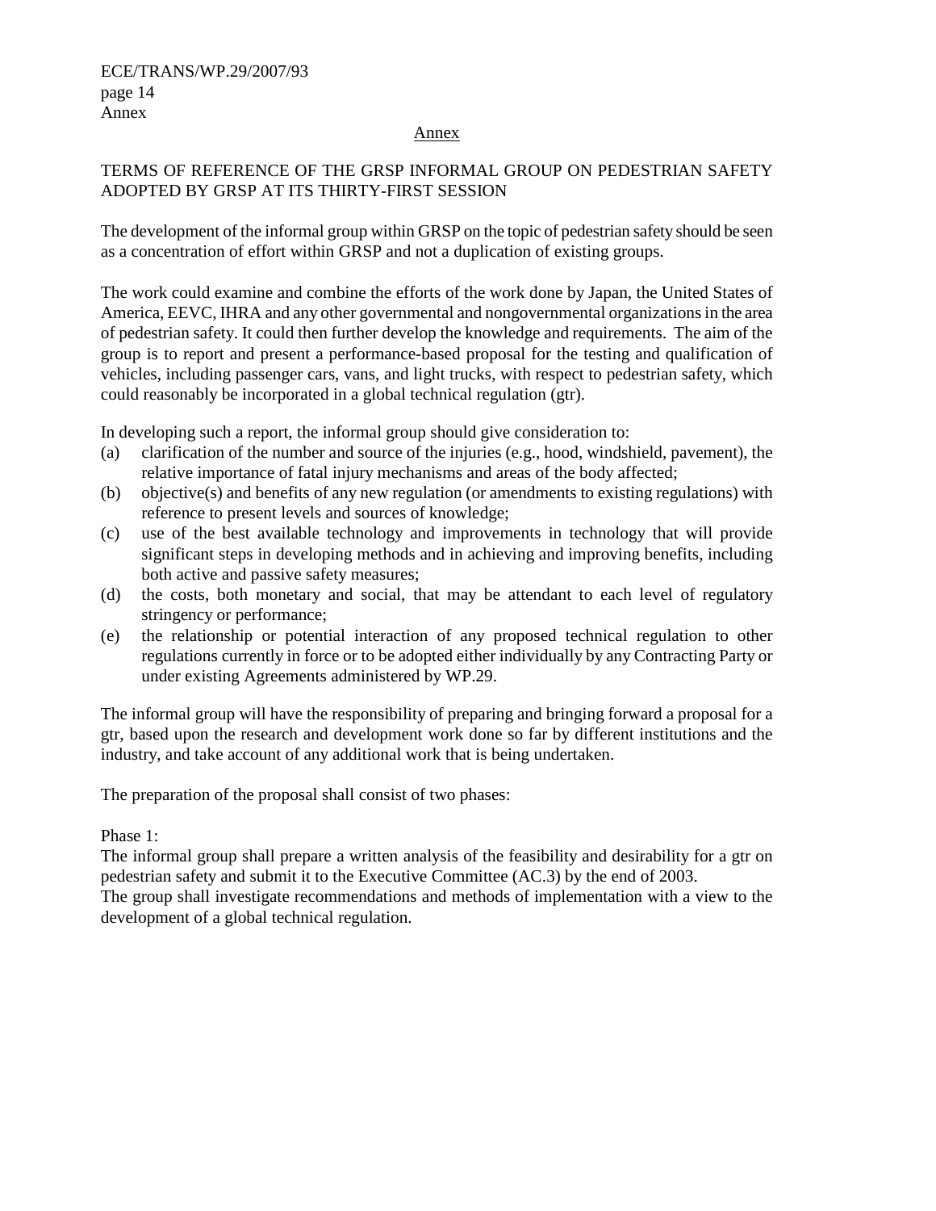## Annex

TERMS OF REFERENCE OF THE GRSP INFORMAL GROUP ON PEDESTRIAN SAFETY ADOPTED BY GRSP AT ITS THIRTY-FIRST SESSION

The development of the informal group within GRSP on the topic of pedestrian safety should be seen as a concentration of effort within GRSP and not a duplication of existing groups.

The work could examine and combine the efforts of the work done by Japan, the United States of America, EEVC, IHRA and any other governmental and nongovernmental organizations in the area of pedestrian safety. It could then further develop the knowledge and requirements. The aim of the group is to report and present a performance-based proposal for the testing and qualification of vehicles, including passenger cars, vans, and light trucks, with respect to pedestrian safety, which could reasonably be incorporated in a global technical regulation (gtr).

In developing such a report, the informal group should give consideration to:

(a) clarification of the number and source of the injuries (e.g., hood, windshield, pavement), the relative importance of fatal injury mechanisms and areas of the body affected;

(b) objective(s) and benefits of any new regulation (or amendments to existing regulations) with reference to present levels and sources of knowledge;

(c) use of the best available technology and improvements in technology that will provide significant steps in developing methods and in achieving and improving benefits, including both active and passive safety measures;

(d) the costs, both monetary and social, that may be attendant to each level of regulatory stringency or performance;

(e) the relationship or potential interaction of any proposed technical regulation to other regulations currently in force or to be adopted either individually by any Contracting Party or under existing Agreements administered by WP.29.

The informal group will have the responsibility of preparing and bringing forward a proposal for a gtr, based upon the research and development work done so far by different institutions and the industry, and take account of any additional work that is being undertaken.

The preparation of the proposal shall consist of two phases:

Phase 1:
The informal group shall prepare a written analysis of the feasibility and desirability for a gtr on pedestrian safety and submit it to the Executive Committee (AC.3) by the end of 2003.
The group shall investigate recommendations and methods of implementation with a view to the development of a global technical regulation.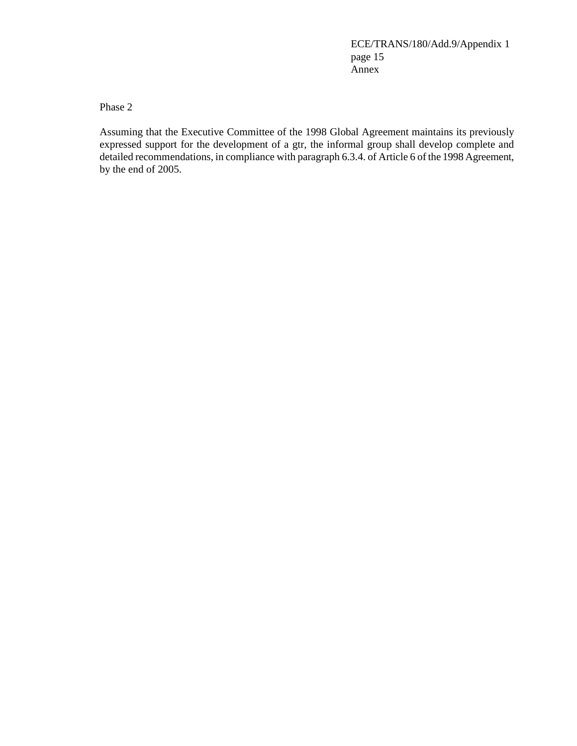Phase 2

Assuming that the Executive Committee of the 1998 Global Agreement maintains its previously expressed support for the development of a gtr, the informal group shall develop complete and detailed recommendations, in compliance with paragraph 6.3.4. of Article 6 of the 1998 Agreement, by the end of 2005.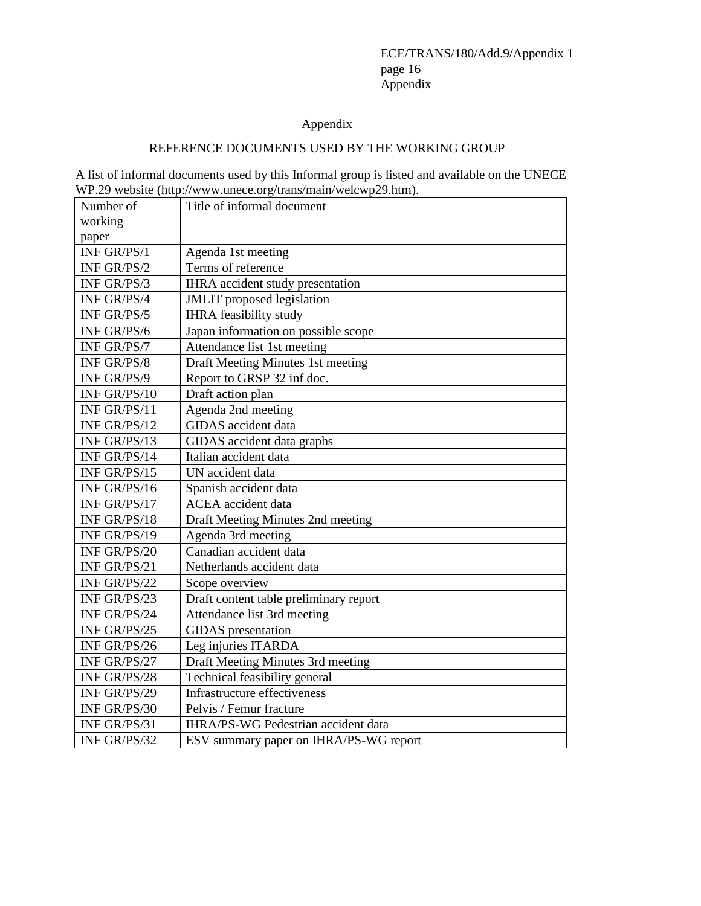## Appendix

REFERENCE DOCUMENTS USED BY THE WORKING GROUP

A list of informal documents used by this Informal group is listed and available on the UNECE WP.29 website (http://www.unece.org/trans/main/welcwp29.htm).

| Number of working paper | Title of informal document |
|---|---|
| INF GR/PS/1 | Agenda 1st meeting |
| INF GR/PS/2 | Terms of reference |
| INF GR/PS/3 | IHRA accident study presentation |
| INF GR/PS/4 | JMLIT proposed legislation |
| INF GR/PS/5 | IHRA feasibility study |
| INF GR/PS/6 | Japan information on possible scope |
| INF GR/PS/7 | Attendance list 1st meeting |
| INF GR/PS/8 | Draft Meeting Minutes 1st meeting |
| INF GR/PS/9 | Report to GRSP 32 inf doc. |
| INF GR/PS/10 | Draft action plan |
| INF GR/PS/11 | Agenda 2nd meeting |
| INF GR/PS/12 | GIDAS accident data |
| INF GR/PS/13 | GIDAS accident data graphs |
| INF GR/PS/14 | Italian accident data |
| INF GR/PS/15 | UN accident data |
| INF GR/PS/16 | Spanish accident data |
| INF GR/PS/17 | ACEA accident data |
| INF GR/PS/18 | Draft Meeting Minutes 2nd meeting |
| INF GR/PS/19 | Agenda 3rd meeting |
| INF GR/PS/20 | Canadian accident data |
| INF GR/PS/21 | Netherlands accident data |
| INF GR/PS/22 | Scope overview |
| INF GR/PS/23 | Draft content table preliminary report |
| INF GR/PS/24 | Attendance list 3rd meeting |
| INF GR/PS/25 | GIDAS presentation |
| INF GR/PS/26 | Leg injuries ITARDA |
| INF GR/PS/27 | Draft Meeting Minutes 3rd meeting |
| INF GR/PS/28 | Technical feasibility general |
| INF GR/PS/29 | Infrastructure effectiveness |
| INF GR/PS/30 | Pelvis / Femur fracture |
| INF GR/PS/31 | IHRA/PS-WG Pedestrian accident data |
| INF GR/PS/32 | ESV summary paper on IHRA/PS-WG report |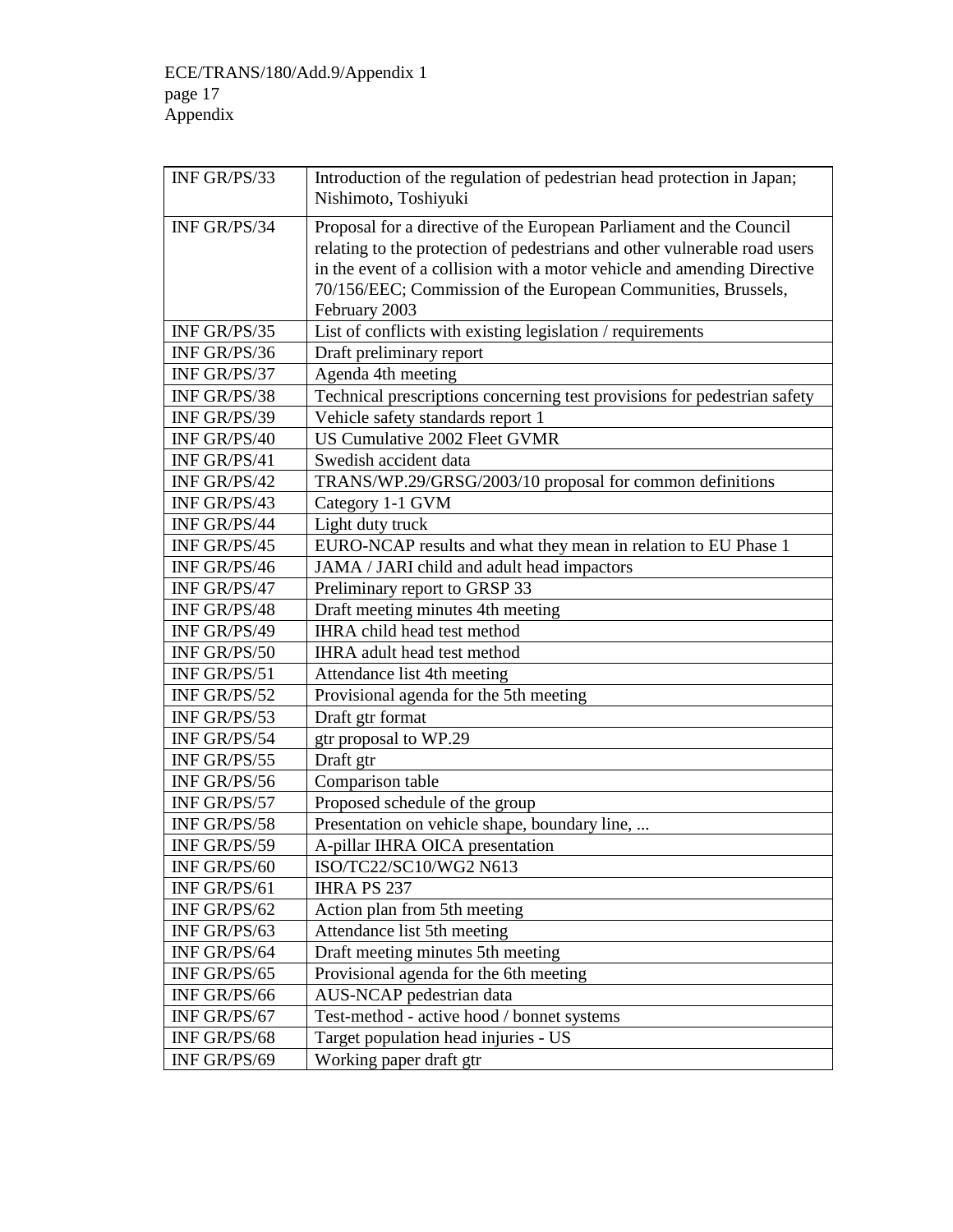| | |
|---|---|
| INF GR/PS/33 | Introduction of the regulation of pedestrian head protection in Japan; Nishimoto, Toshiyuki |
| INF GR/PS/34 | Proposal for a directive of the European Parliament and the Council relating to the protection of pedestrians and other vulnerable road users in the event of a collision with a motor vehicle and amending Directive 70/156/EEC; Commission of the European Communities, Brussels, February 2003 |
| INF GR/PS/35 | List of conflicts with existing legislation / requirements |
| INF GR/PS/36 | Draft preliminary report |
| INF GR/PS/37 | Agenda 4th meeting |
| INF GR/PS/38 | Technical prescriptions concerning test provisions for pedestrian safety |
| INF GR/PS/39 | Vehicle safety standards report 1 |
| INF GR/PS/40 | US Cumulative 2002 Fleet GVMR |
| INF GR/PS/41 | Swedish accident data |
| INF GR/PS/42 | TRANS/WP.29/GRSG/2003/10 proposal for common definitions |
| INF GR/PS/43 | Category 1-1 GVM |
| INF GR/PS/44 | Light duty truck |
| INF GR/PS/45 | EURO-NCAP results and what they mean in relation to EU Phase 1 |
| INF GR/PS/46 | JAMA / JARI child and adult head impactors |
| INF GR/PS/47 | Preliminary report to GRSP 33 |
| INF GR/PS/48 | Draft meeting minutes 4th meeting |
| INF GR/PS/49 | IHRA child head test method |
| INF GR/PS/50 | IHRA adult head test method |
| INF GR/PS/51 | Attendance list 4th meeting |
| INF GR/PS/52 | Provisional agenda for the 5th meeting |
| INF GR/PS/53 | Draft gtr format |
| INF GR/PS/54 | gtr proposal to WP.29 |
| INF GR/PS/55 | Draft gtr |
| INF GR/PS/56 | Comparison table |
| INF GR/PS/57 | Proposed schedule of the group |
| INF GR/PS/58 | Presentation on vehicle shape, boundary line, ... |
| INF GR/PS/59 | A-pillar IHRA OICA presentation |
| INF GR/PS/60 | ISO/TC22/SC10/WG2 N613 |
| INF GR/PS/61 | IHRA PS 237 |
| INF GR/PS/62 | Action plan from 5th meeting |
| INF GR/PS/63 | Attendance list 5th meeting |
| INF GR/PS/64 | Draft meeting minutes 5th meeting |
| INF GR/PS/65 | Provisional agenda for the 6th meeting |
| INF GR/PS/66 | AUS-NCAP pedestrian data |
| INF GR/PS/67 | Test-method - active hood / bonnet systems |
| INF GR/PS/68 | Target population head injuries - US |
| INF GR/PS/69 | Working paper draft gtr |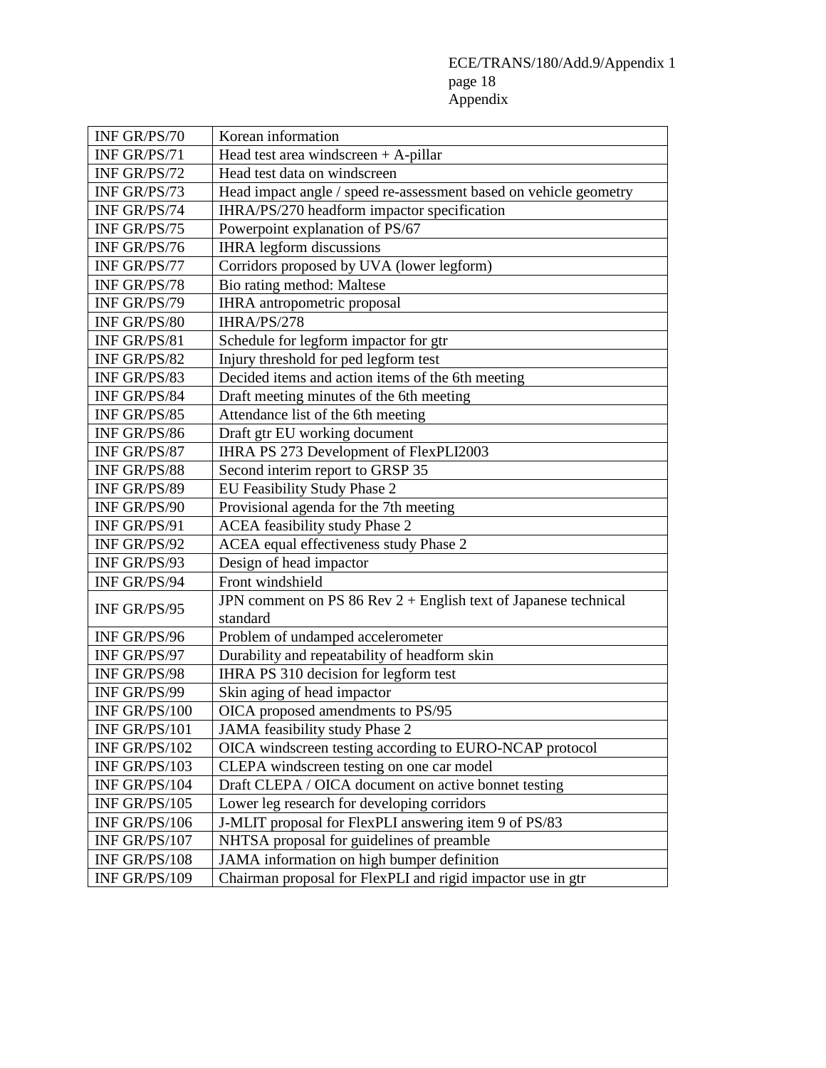| INF GR/PS/70 | Korean information |
|---|---|
| INF GR/PS/71 | Head test area windscreen + A-pillar |
| INF GR/PS/72 | Head test data on windscreen |
| INF GR/PS/73 | Head impact angle / speed re-assessment based on vehicle geometry |
| INF GR/PS/74 | IHRA/PS/270 headform impactor specification |
| INF GR/PS/75 | Powerpoint explanation of PS/67 |
| INF GR/PS/76 | IHRA legform discussions |
| INF GR/PS/77 | Corridors proposed by UVA (lower legform) |
| INF GR/PS/78 | Bio rating method: Maltese |
| INF GR/PS/79 | IHRA antropometric proposal |
| INF GR/PS/80 | IHRA/PS/278 |
| INF GR/PS/81 | Schedule for legform impactor for gtr |
| INF GR/PS/82 | Injury threshold for ped legform test |
| INF GR/PS/83 | Decided items and action items of the 6th meeting |
| INF GR/PS/84 | Draft meeting minutes of the 6th meeting |
| INF GR/PS/85 | Attendance list of the 6th meeting |
| INF GR/PS/86 | Draft gtr EU working document |
| INF GR/PS/87 | IHRA PS 273 Development of FlexPLI2003 |
| INF GR/PS/88 | Second interim report to GRSP 35 |
| INF GR/PS/89 | EU Feasibility Study Phase 2 |
| INF GR/PS/90 | Provisional agenda for the 7th meeting |
| INF GR/PS/91 | ACEA feasibility study Phase 2 |
| INF GR/PS/92 | ACEA equal effectiveness study Phase 2 |
| INF GR/PS/93 | Design of head impactor |
| INF GR/PS/94 | Front windshield |
| INF GR/PS/95 | JPN comment on PS 86 Rev 2 + English text of Japanese technical standard |
| INF GR/PS/96 | Problem of undamped accelerometer |
| INF GR/PS/97 | Durability and repeatability of headform skin |
| INF GR/PS/98 | IHRA PS 310 decision for legform test |
| INF GR/PS/99 | Skin aging of head impactor |
| INF GR/PS/100 | OICA proposed amendments to PS/95 |
| INF GR/PS/101 | JAMA feasibility study Phase 2 |
| INF GR/PS/102 | OICA windscreen testing according to EURO-NCAP protocol |
| INF GR/PS/103 | CLEPA windscreen testing on one car model |
| INF GR/PS/104 | Draft CLEPA / OICA document on active bonnet testing |
| INF GR/PS/105 | Lower leg research for developing corridors |
| INF GR/PS/106 | J-MLIT proposal for FlexPLI answering item 9 of PS/83 |
| INF GR/PS/107 | NHTSA proposal for guidelines of preamble |
| INF GR/PS/108 | JAMA information on high bumper definition |
| INF GR/PS/109 | Chairman proposal for FlexPLI and rigid impactor use in gtr |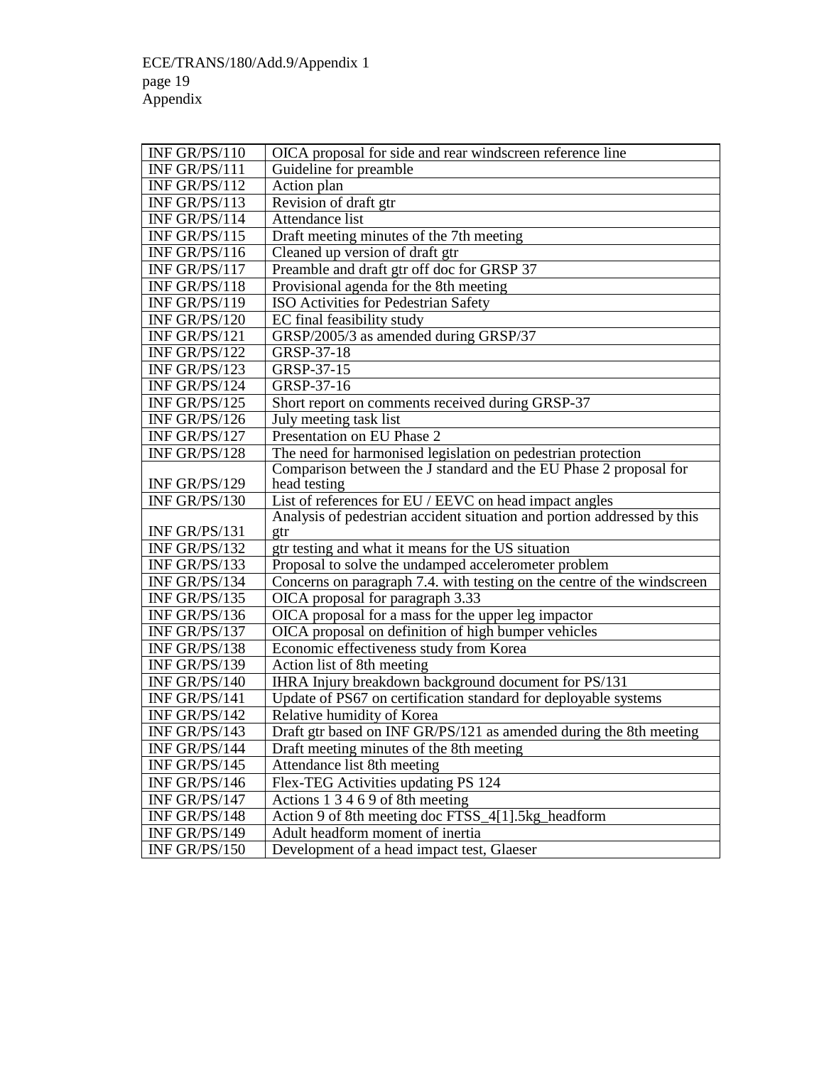| | |
|---|---|
| INF GR/PS/110 | OICA proposal for side and rear windscreen reference line |
| INF GR/PS/111 | Guideline for preamble |
| INF GR/PS/112 | Action plan |
| INF GR/PS/113 | Revision of draft gtr |
| INF GR/PS/114 | Attendance list |
| INF GR/PS/115 | Draft meeting minutes of the 7th meeting |
| INF GR/PS/116 | Cleaned up version of draft gtr |
| INF GR/PS/117 | Preamble and draft gtr off doc for GRSP 37 |
| INF GR/PS/118 | Provisional agenda for the 8th meeting |
| INF GR/PS/119 | ISO Activities for Pedestrian Safety |
| INF GR/PS/120 | EC final feasibility study |
| INF GR/PS/121 | GRSP/2005/3 as amended during GRSP/37 |
| INF GR/PS/122 | GRSP-37-18 |
| INF GR/PS/123 | GRSP-37-15 |
| INF GR/PS/124 | GRSP-37-16 |
| INF GR/PS/125 | Short report on comments received during GRSP-37 |
| INF GR/PS/126 | July meeting task list |
| INF GR/PS/127 | Presentation on EU Phase 2 |
| INF GR/PS/128 | The need for harmonised legislation on pedestrian protection |
| INF GR/PS/129 | Comparison between the J standard and the EU Phase 2 proposal for head testing |
| INF GR/PS/130 | List of references for EU / EEVC on head impact angles |
| INF GR/PS/131 | Analysis of pedestrian accident situation and portion addressed by this gtr |
| INF GR/PS/132 | gtr testing and what it means for the US situation |
| INF GR/PS/133 | Proposal to solve the undamped accelerometer problem |
| INF GR/PS/134 | Concerns on paragraph 7.4. with testing on the centre of the windscreen |
| INF GR/PS/135 | OICA proposal for paragraph 3.33 |
| INF GR/PS/136 | OICA proposal for a mass for the upper leg impactor |
| INF GR/PS/137 | OICA proposal on definition of high bumper vehicles |
| INF GR/PS/138 | Economic effectiveness study from Korea |
| INF GR/PS/139 | Action list of 8th meeting |
| INF GR/PS/140 | IHRA Injury breakdown background document for PS/131 |
| INF GR/PS/141 | Update of PS67 on certification standard for deployable systems |
| INF GR/PS/142 | Relative humidity of Korea |
| INF GR/PS/143 | Draft gtr based on INF GR/PS/121 as amended during the 8th meeting |
| INF GR/PS/144 | Draft meeting minutes of the 8th meeting |
| INF GR/PS/145 | Attendance list 8th meeting |
| INF GR/PS/146 | Flex-TEG Activities updating PS 124 |
| INF GR/PS/147 | Actions 1 3 4 6 9 of 8th meeting |
| INF GR/PS/148 | Action 9 of 8th meeting doc FTSS_4[1].5kg_headform |
| INF GR/PS/149 | Adult headform moment of inertia |
| INF GR/PS/150 | Development of a head impact test, Glaeser |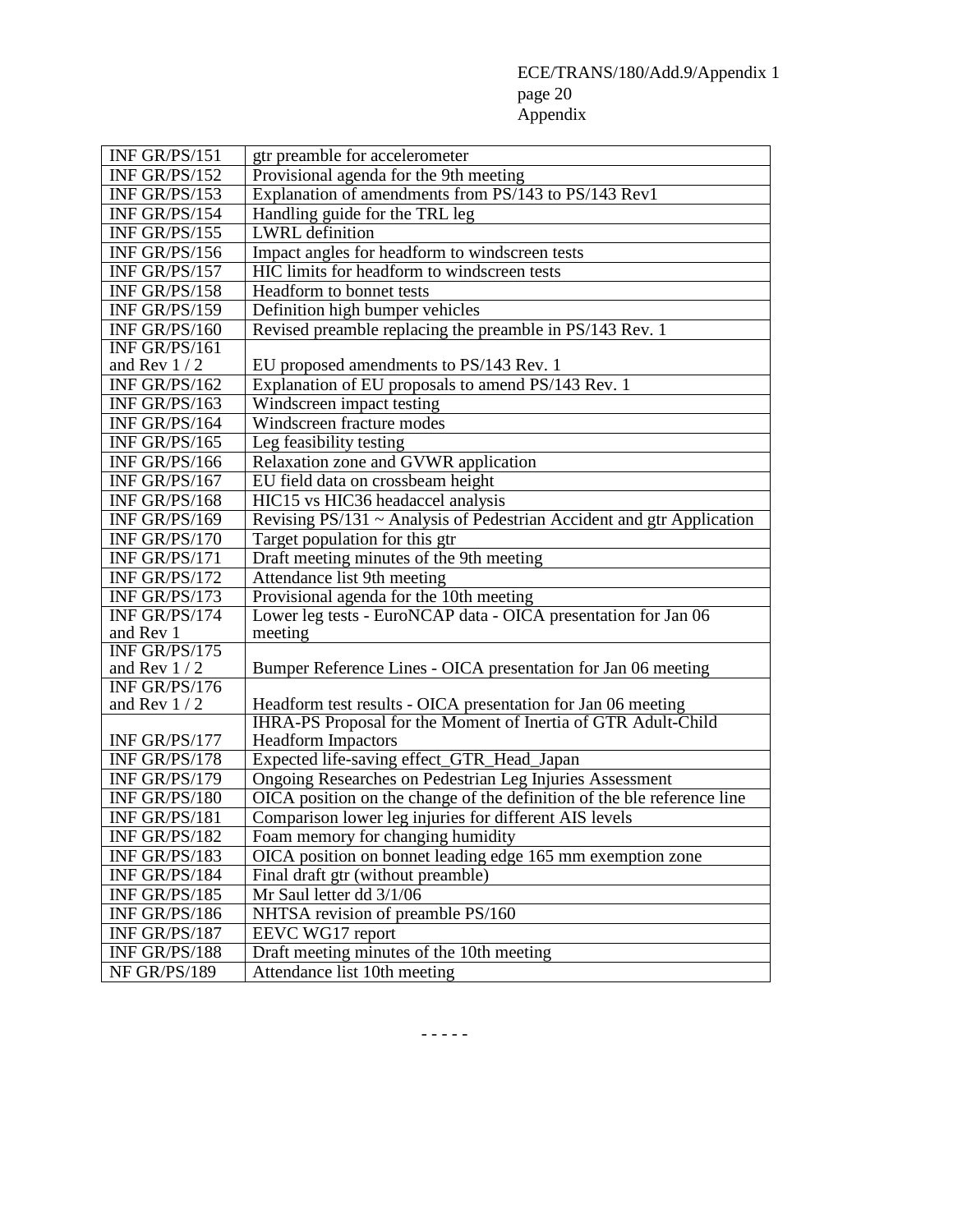| | |
|---|---|
| INF GR/PS/151 | gtr preamble for accelerometer |
| INF GR/PS/152 | Provisional agenda for the 9th meeting |
| INF GR/PS/153 | Explanation of amendments from PS/143 to PS/143 Rev1 |
| INF GR/PS/154 | Handling guide for the TRL leg |
| INF GR/PS/155 | LWRL definition |
| INF GR/PS/156 | Impact angles for headform to windscreen tests |
| INF GR/PS/157 | HIC limits for headform to windscreen tests |
| INF GR/PS/158 | Headform to bonnet tests |
| INF GR/PS/159 | Definition high bumper vehicles |
| INF GR/PS/160 | Revised preamble replacing the preamble in PS/143 Rev. 1 |
| INF GR/PS/161 and Rev 1 / 2 | EU proposed amendments to PS/143 Rev. 1 |
| INF GR/PS/162 | Explanation of EU proposals to amend PS/143 Rev. 1 |
| INF GR/PS/163 | Windscreen impact testing |
| INF GR/PS/164 | Windscreen fracture modes |
| INF GR/PS/165 | Leg feasibility testing |
| INF GR/PS/166 | Relaxation zone and GVWR application |
| INF GR/PS/167 | EU field data on crossbeam height |
| INF GR/PS/168 | HIC15 vs HIC36 headaccel analysis |
| INF GR/PS/169 | Revising PS/131 ~ Analysis of Pedestrian Accident and gtr Application |
| INF GR/PS/170 | Target population for this gtr |
| INF GR/PS/171 | Draft meeting minutes of the 9th meeting |
| INF GR/PS/172 | Attendance list 9th meeting |
| INF GR/PS/173 | Provisional agenda for the 10th meeting |
| INF GR/PS/174 and Rev 1 | Lower leg tests - EuroNCAP data - OICA presentation for Jan 06 meeting |
| INF GR/PS/175 and Rev 1 / 2 | Bumper Reference Lines - OICA presentation for Jan 06 meeting |
| INF GR/PS/176 and Rev 1 / 2 | Headform test results - OICA presentation for Jan 06 meeting |
| INF GR/PS/177 | IHRA-PS Proposal for the Moment of Inertia of GTR Adult-Child Headform Impactors |
| INF GR/PS/178 | Expected life-saving effect_GTR_Head_Japan |
| INF GR/PS/179 | Ongoing Researches on Pedestrian Leg Injuries Assessment |
| INF GR/PS/180 | OICA position on the change of the definition of the ble reference line |
| INF GR/PS/181 | Comparison lower leg injuries for different AIS levels |
| INF GR/PS/182 | Foam memory for changing humidity |
| INF GR/PS/183 | OICA position on bonnet leading edge 165 mm exemption zone |
| INF GR/PS/184 | Final draft gtr (without preamble) |
| INF GR/PS/185 | Mr Saul letter dd 3/1/06 |
| INF GR/PS/186 | NHTSA revision of preamble PS/160 |
| INF GR/PS/187 | EEVC WG17 report |
| INF GR/PS/188 | Draft meeting minutes of the 10th meeting |
| NF GR/PS/189 | Attendance list 10th meeting |

- - - - -